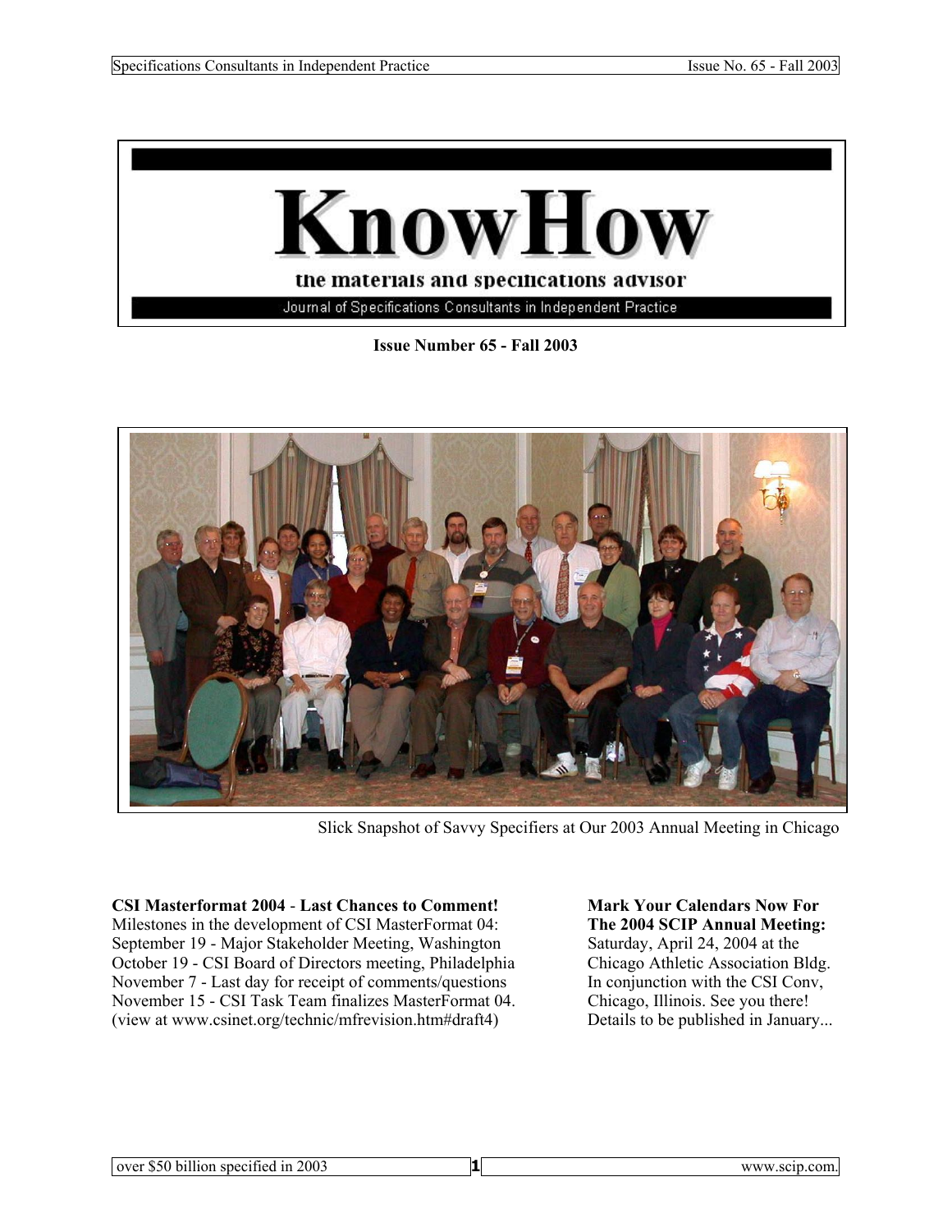# KnowHow

**the materials and specifications advisor**

Journal of Specifications Consultants in Independent Practice

**Issue Number 65 - Fall 2003**

Slick Snapshot of Savvy Specifiers at Our 2003 Annual Meeting in Chicago

**CSI Masterformat 2004 - Last Chances to Comment!**
Milestones in the development of CSI MasterFormat 04:
September 19 - Major Stakeholder Meeting, Washington
October 19 - CSI Board of Directors meeting, Philadelphia
November 7 - Last day for receipt of comments/questions
November 15 - CSI Task Team finalizes MasterFormat 04.
(view at www.csinet.org/technic/mfrevision.htm#draft4)

**Mark Your Calendars Now For The 2004 SCIP Annual Meeting:**
Saturday, April 24, 2004 at the Chicago Athletic Association Bldg. In conjunction with the CSI Conv, Chicago, Illinois. See you there! Details to be published in January...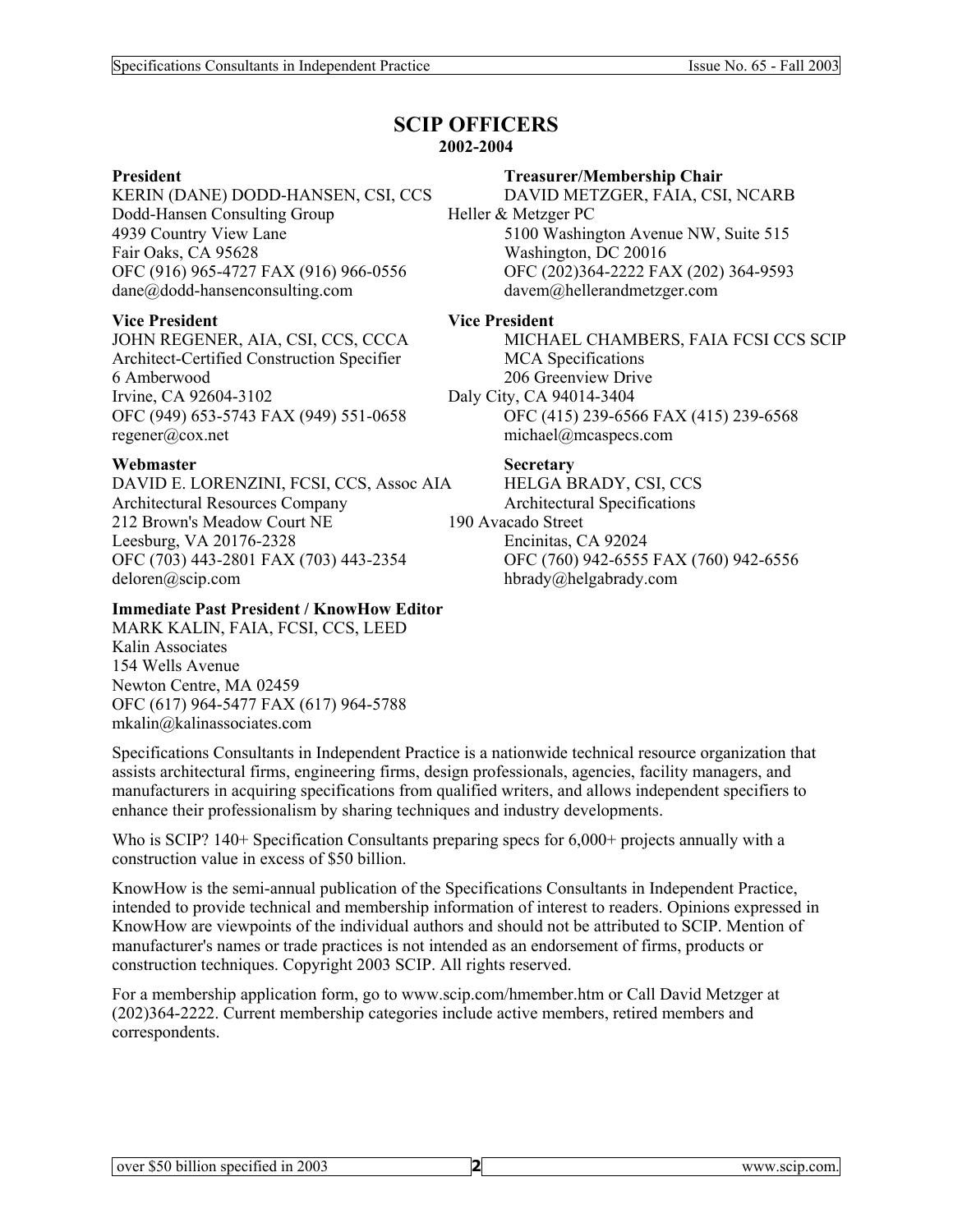# SCIP OFFICERS

**2002-2004**

**President**
KERIN (DANE) DODD-HANSEN, CSI, CCS
Dodd-Hansen Consulting Group
4939 Country View Lane
Fair Oaks, CA 95628
OFC (916) 965-4727 FAX (916) 966-0556
dane@dodd-hansenconsulting.com

**Treasurer/Membership Chair**
DAVID METZGER, FAIA, CSI, NCARB
Heller & Metzger PC
5100 Washington Avenue NW, Suite 515
Washington, DC 20016
OFC (202)364-2222 FAX (202) 364-9593
davem@hellerandmetzger.com

**Vice President**
JOHN REGENER, AIA, CSI, CCS, CCCA
Architect-Certified Construction Specifier
6 Amberwood
Irvine, CA 92604-3102
OFC (949) 653-5743 FAX (949) 551-0658
regener@cox.net

**Vice President**
MICHAEL CHAMBERS, FAIA FCSI CCS SCIP
MCA Specifications
206 Greenview Drive
Daly City, CA 94014-3404
OFC (415) 239-6566 FAX (415) 239-6568
michael@mcaspecs.com

**Webmaster**
DAVID E. LORENZINI, FCSI, CCS, Assoc AIA
Architectural Resources Company
212 Brown's Meadow Court NE
Leesburg, VA 20176-2328
OFC (703) 443-2801 FAX (703) 443-2354
deloren@scip.com

**Secretary**
HELGA BRADY, CSI, CCS
Architectural Specifications
190 Avacado Street
Encinitas, CA 92024
OFC (760) 942-6555 FAX (760) 942-6556
hbrady@helgabrady.com

**Immediate Past President / KnowHow Editor**
MARK KALIN, FAIA, FCSI, CCS, LEED
Kalin Associates
154 Wells Avenue
Newton Centre, MA 02459
OFC (617) 964-5477 FAX (617) 964-5788
mkalin@kalinassociates.com

Specifications Consultants in Independent Practice is a nationwide technical resource organization that assists architectural firms, engineering firms, design professionals, agencies, facility managers, and manufacturers in acquiring specifications from qualified writers, and allows independent specifiers to enhance their professionalism by sharing techniques and industry developments.

Who is SCIP? 140+ Specification Consultants preparing specs for 6,000+ projects annually with a construction value in excess of $50 billion.

KnowHow is the semi-annual publication of the Specifications Consultants in Independent Practice, intended to provide technical and membership information of interest to readers. Opinions expressed in KnowHow are viewpoints of the individual authors and should not be attributed to SCIP. Mention of manufacturer's names or trade practices is not intended as an endorsement of firms, products or construction techniques. Copyright 2003 SCIP. All rights reserved.

For a membership application form, go to www.scip.com/hmember.htm or Call David Metzger at (202)364-2222. Current membership categories include active members, retired members and correspondents.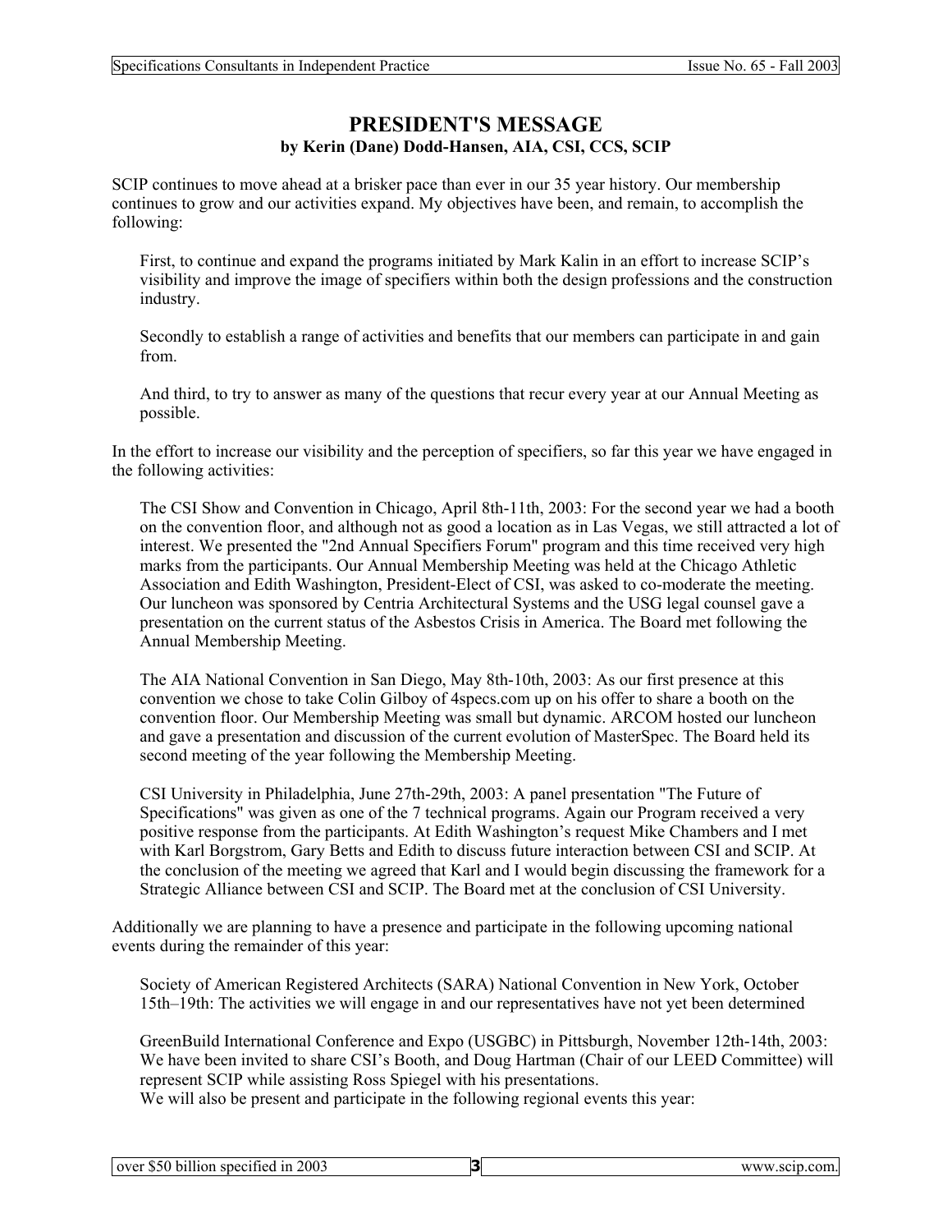# PRESIDENT'S MESSAGE

**by Kerin (Dane) Dodd-Hansen, AIA, CSI, CCS, SCIP**

SCIP continues to move ahead at a brisker pace than ever in our 35 year history. Our membership continues to grow and our activities expand. My objectives have been, and remain, to accomplish the following:

First, to continue and expand the programs initiated by Mark Kalin in an effort to increase SCIP's visibility and improve the image of specifiers within both the design professions and the construction industry.

Secondly to establish a range of activities and benefits that our members can participate in and gain from.

And third, to try to answer as many of the questions that recur every year at our Annual Meeting as possible.

In the effort to increase our visibility and the perception of specifiers, so far this year we have engaged in the following activities:

The CSI Show and Convention in Chicago, April 8th-11th, 2003: For the second year we had a booth on the convention floor, and although not as good a location as in Las Vegas, we still attracted a lot of interest. We presented the "2nd Annual Specifiers Forum" program and this time received very high marks from the participants. Our Annual Membership Meeting was held at the Chicago Athletic Association and Edith Washington, President-Elect of CSI, was asked to co-moderate the meeting. Our luncheon was sponsored by Centria Architectural Systems and the USG legal counsel gave a presentation on the current status of the Asbestos Crisis in America. The Board met following the Annual Membership Meeting.

The AIA National Convention in San Diego, May 8th-10th, 2003: As our first presence at this convention we chose to take Colin Gilboy of 4specs.com up on his offer to share a booth on the convention floor. Our Membership Meeting was small but dynamic. ARCOM hosted our luncheon and gave a presentation and discussion of the current evolution of MasterSpec. The Board held its second meeting of the year following the Membership Meeting.

CSI University in Philadelphia, June 27th-29th, 2003: A panel presentation "The Future of Specifications" was given as one of the 7 technical programs. Again our Program received a very positive response from the participants. At Edith Washington's request Mike Chambers and I met with Karl Borgstrom, Gary Betts and Edith to discuss future interaction between CSI and SCIP. At the conclusion of the meeting we agreed that Karl and I would begin discussing the framework for a Strategic Alliance between CSI and SCIP. The Board met at the conclusion of CSI University.

Additionally we are planning to have a presence and participate in the following upcoming national events during the remainder of this year:

Society of American Registered Architects (SARA) National Convention in New York, October 15th–19th: The activities we will engage in and our representatives have not yet been determined

GreenBuild International Conference and Expo (USGBC) in Pittsburgh, November 12th-14th, 2003: We have been invited to share CSI's Booth, and Doug Hartman (Chair of our LEED Committee) will represent SCIP while assisting Ross Spiegel with his presentations.
We will also be present and participate in the following regional events this year: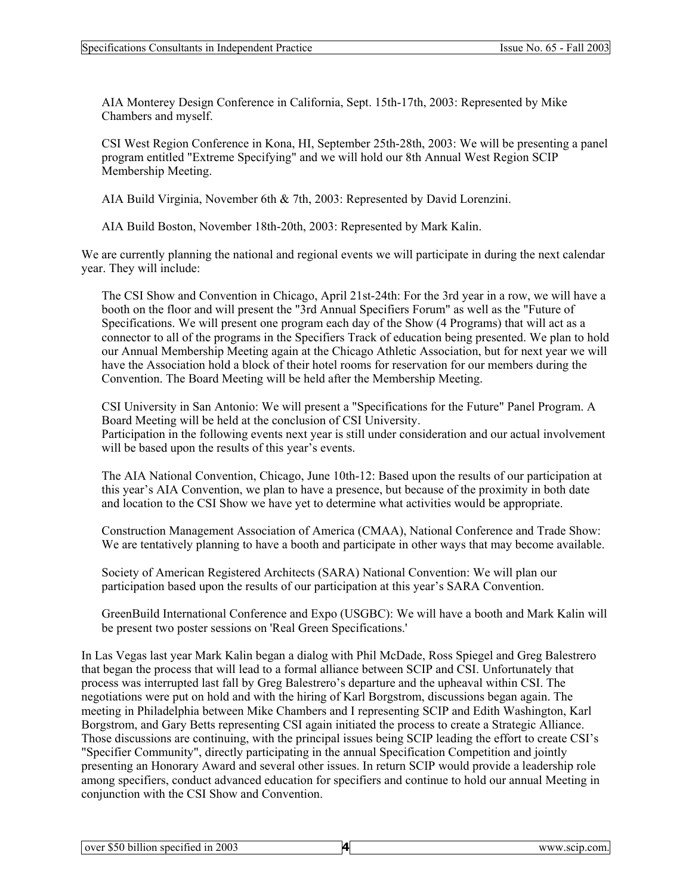AIA Monterey Design Conference in California, Sept. 15th-17th, 2003: Represented by Mike Chambers and myself.

CSI West Region Conference in Kona, HI, September 25th-28th, 2003: We will be presenting a panel program entitled "Extreme Specifying" and we will hold our 8th Annual West Region SCIP Membership Meeting.

AIA Build Virginia, November 6th & 7th, 2003: Represented by David Lorenzini.

AIA Build Boston, November 18th-20th, 2003: Represented by Mark Kalin.

We are currently planning the national and regional events we will participate in during the next calendar year. They will include:

The CSI Show and Convention in Chicago, April 21st-24th: For the 3rd year in a row, we will have a booth on the floor and will present the "3rd Annual Specifiers Forum" as well as the "Future of Specifications. We will present one program each day of the Show (4 Programs) that will act as a connector to all of the programs in the Specifiers Track of education being presented. We plan to hold our Annual Membership Meeting again at the Chicago Athletic Association, but for next year we will have the Association hold a block of their hotel rooms for reservation for our members during the Convention. The Board Meeting will be held after the Membership Meeting.

CSI University in San Antonio: We will present a "Specifications for the Future" Panel Program. A Board Meeting will be held at the conclusion of CSI University.
Participation in the following events next year is still under consideration and our actual involvement will be based upon the results of this year's events.

The AIA National Convention, Chicago, June 10th-12: Based upon the results of our participation at this year's AIA Convention, we plan to have a presence, but because of the proximity in both date and location to the CSI Show we have yet to determine what activities would be appropriate.

Construction Management Association of America (CMAA), National Conference and Trade Show: We are tentatively planning to have a booth and participate in other ways that may become available.

Society of American Registered Architects (SARA) National Convention: We will plan our participation based upon the results of our participation at this year's SARA Convention.

GreenBuild International Conference and Expo (USGBC): We will have a booth and Mark Kalin will be present two poster sessions on 'Real Green Specifications.'

In Las Vegas last year Mark Kalin began a dialog with Phil McDade, Ross Spiegel and Greg Balestrero that began the process that will lead to a formal alliance between SCIP and CSI. Unfortunately that process was interrupted last fall by Greg Balestrero's departure and the upheaval within CSI. The negotiations were put on hold and with the hiring of Karl Borgstrom, discussions began again. The meeting in Philadelphia between Mike Chambers and I representing SCIP and Edith Washington, Karl Borgstrom, and Gary Betts representing CSI again initiated the process to create a Strategic Alliance. Those discussions are continuing, with the principal issues being SCIP leading the effort to create CSI's "Specifier Community", directly participating in the annual Specification Competition and jointly presenting an Honorary Award and several other issues. In return SCIP would provide a leadership role among specifiers, conduct advanced education for specifiers and continue to hold our annual Meeting in conjunction with the CSI Show and Convention.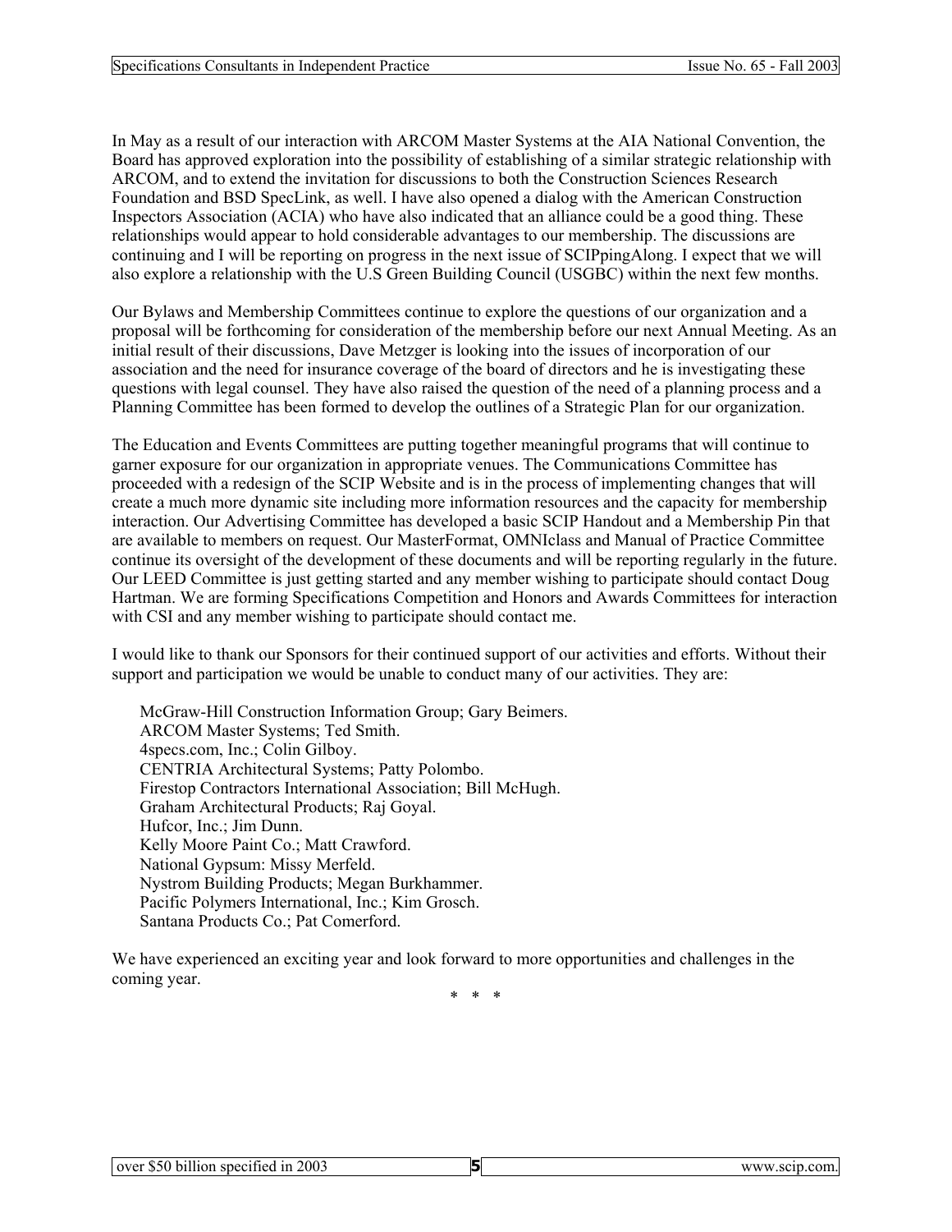In May as a result of our interaction with ARCOM Master Systems at the AIA National Convention, the Board has approved exploration into the possibility of establishing of a similar strategic relationship with ARCOM, and to extend the invitation for discussions to both the Construction Sciences Research Foundation and BSD SpecLink, as well. I have also opened a dialog with the American Construction Inspectors Association (ACIA) who have also indicated that an alliance could be a good thing. These relationships would appear to hold considerable advantages to our membership. The discussions are continuing and I will be reporting on progress in the next issue of SCIPpingAlong. I expect that we will also explore a relationship with the U.S Green Building Council (USGBC) within the next few months.

Our Bylaws and Membership Committees continue to explore the questions of our organization and a proposal will be forthcoming for consideration of the membership before our next Annual Meeting. As an initial result of their discussions, Dave Metzger is looking into the issues of incorporation of our association and the need for insurance coverage of the board of directors and he is investigating these questions with legal counsel. They have also raised the question of the need of a planning process and a Planning Committee has been formed to develop the outlines of a Strategic Plan for our organization.

The Education and Events Committees are putting together meaningful programs that will continue to garner exposure for our organization in appropriate venues. The Communications Committee has proceeded with a redesign of the SCIP Website and is in the process of implementing changes that will create a much more dynamic site including more information resources and the capacity for membership interaction. Our Advertising Committee has developed a basic SCIP Handout and a Membership Pin that are available to members on request. Our MasterFormat, OMNIclass and Manual of Practice Committee continue its oversight of the development of these documents and will be reporting regularly in the future. Our LEED Committee is just getting started and any member wishing to participate should contact Doug Hartman. We are forming Specifications Competition and Honors and Awards Committees for interaction with CSI and any member wishing to participate should contact me.

I would like to thank our Sponsors for their continued support of our activities and efforts. Without their support and participation we would be unable to conduct many of our activities. They are:

McGraw-Hill Construction Information Group; Gary Beimers.
ARCOM Master Systems; Ted Smith.
4specs.com, Inc.; Colin Gilboy.
CENTRIA Architectural Systems; Patty Polombo.
Firestop Contractors International Association; Bill McHugh.
Graham Architectural Products; Raj Goyal.
Hufcor, Inc.; Jim Dunn.
Kelly Moore Paint Co.; Matt Crawford.
National Gypsum: Missy Merfeld.
Nystrom Building Products; Megan Burkhammer.
Pacific Polymers International, Inc.; Kim Grosch.
Santana Products Co.; Pat Comerford.

We have experienced an exciting year and look forward to more opportunities and challenges in the coming year.

\* \* \*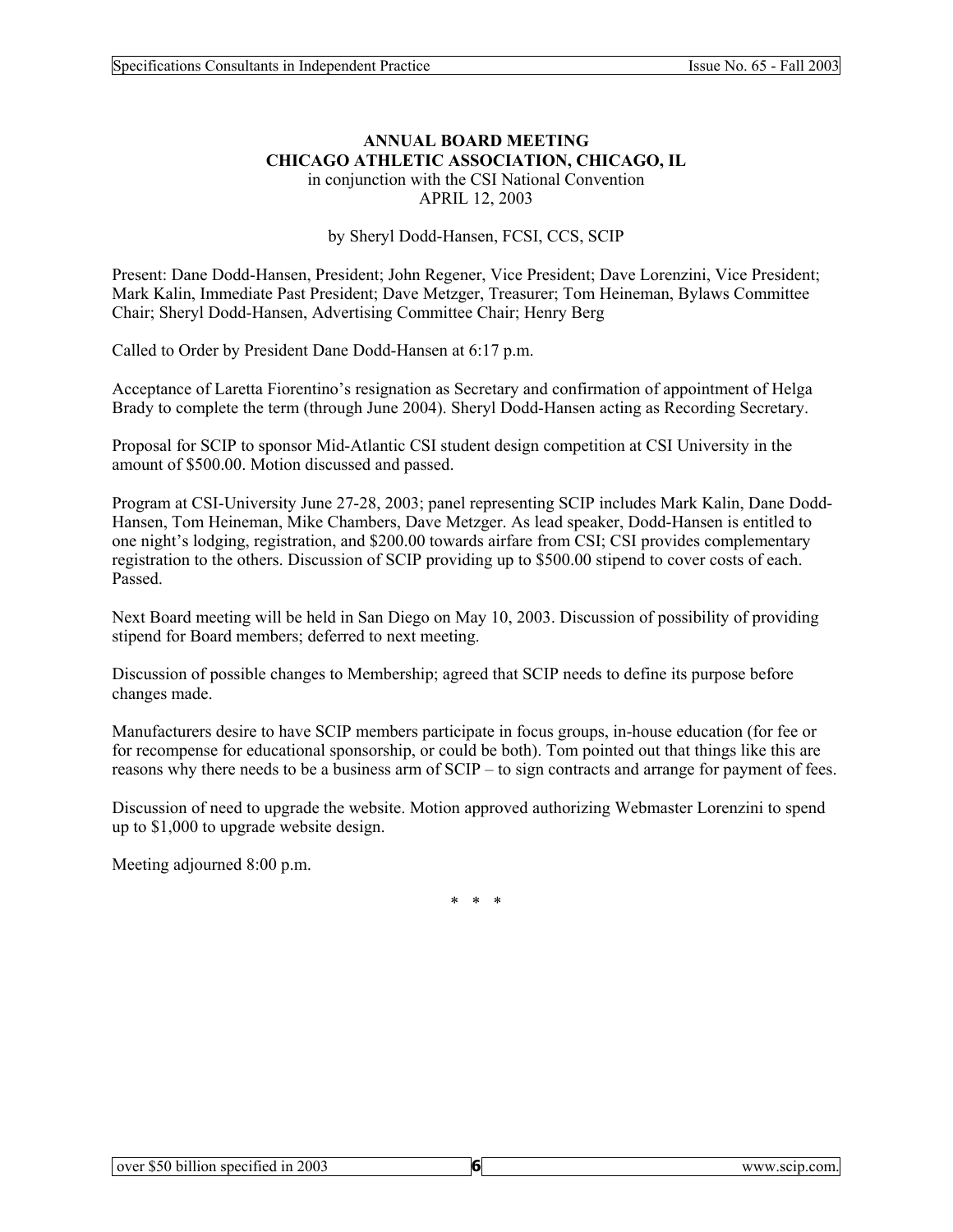## ANNUAL BOARD MEETING
## CHICAGO ATHLETIC ASSOCIATION, CHICAGO, IL

in conjunction with the CSI National Convention
APRIL 12, 2003

by Sheryl Dodd-Hansen, FCSI, CCS, SCIP

Present: Dane Dodd-Hansen, President; John Regener, Vice President; Dave Lorenzini, Vice President; Mark Kalin, Immediate Past President; Dave Metzger, Treasurer; Tom Heineman, Bylaws Committee Chair; Sheryl Dodd-Hansen, Advertising Committee Chair; Henry Berg

Called to Order by President Dane Dodd-Hansen at 6:17 p.m.

Acceptance of Laretta Fiorentino's resignation as Secretary and confirmation of appointment of Helga Brady to complete the term (through June 2004). Sheryl Dodd-Hansen acting as Recording Secretary.

Proposal for SCIP to sponsor Mid-Atlantic CSI student design competition at CSI University in the amount of $500.00. Motion discussed and passed.

Program at CSI-University June 27-28, 2003; panel representing SCIP includes Mark Kalin, Dane Dodd-Hansen, Tom Heineman, Mike Chambers, Dave Metzger. As lead speaker, Dodd-Hansen is entitled to one night's lodging, registration, and $200.00 towards airfare from CSI; CSI provides complementary registration to the others. Discussion of SCIP providing up to $500.00 stipend to cover costs of each. Passed.

Next Board meeting will be held in San Diego on May 10, 2003. Discussion of possibility of providing stipend for Board members; deferred to next meeting.

Discussion of possible changes to Membership; agreed that SCIP needs to define its purpose before changes made.

Manufacturers desire to have SCIP members participate in focus groups, in-house education (for fee or for recompense for educational sponsorship, or could be both). Tom pointed out that things like this are reasons why there needs to be a business arm of SCIP – to sign contracts and arrange for payment of fees.

Discussion of need to upgrade the website. Motion approved authorizing Webmaster Lorenzini to spend up to $1,000 to upgrade website design.

Meeting adjourned 8:00 p.m.

\* \* \*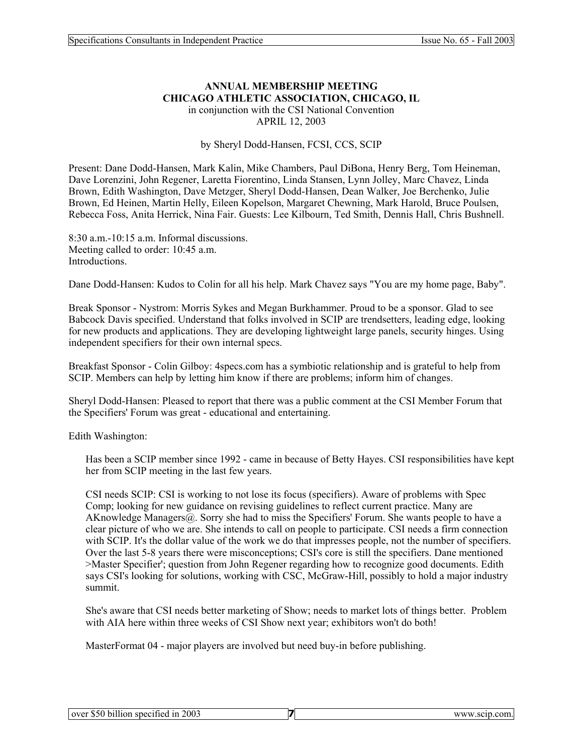**ANNUAL MEMBERSHIP MEETING**
**CHICAGO ATHLETIC ASSOCIATION, CHICAGO, IL**
in conjunction with the CSI National Convention
APRIL 12, 2003

by Sheryl Dodd-Hansen, FCSI, CCS, SCIP

Present: Dane Dodd-Hansen, Mark Kalin, Mike Chambers, Paul DiBona, Henry Berg, Tom Heineman, Dave Lorenzini, John Regener, Laretta Fiorentino, Linda Stansen, Lynn Jolley, Marc Chavez, Linda Brown, Edith Washington, Dave Metzger, Sheryl Dodd-Hansen, Dean Walker, Joe Berchenko, Julie Brown, Ed Heinen, Martin Helly, Eileen Kopelson, Margaret Chewning, Mark Harold, Bruce Poulsen, Rebecca Foss, Anita Herrick, Nina Fair. Guests: Lee Kilbourn, Ted Smith, Dennis Hall, Chris Bushnell.

8:30 a.m.-10:15 a.m. Informal discussions.
Meeting called to order: 10:45 a.m.
Introductions.

Dane Dodd-Hansen: Kudos to Colin for all his help. Mark Chavez says "You are my home page, Baby".

Break Sponsor - Nystrom: Morris Sykes and Megan Burkhammer. Proud to be a sponsor. Glad to see Babcock Davis specified. Understand that folks involved in SCIP are trendsetters, leading edge, looking for new products and applications. They are developing lightweight large panels, security hinges. Using independent specifiers for their own internal specs.

Breakfast Sponsor - Colin Gilboy: 4specs.com has a symbiotic relationship and is grateful to help from SCIP. Members can help by letting him know if there are problems; inform him of changes.

Sheryl Dodd-Hansen: Pleased to report that there was a public comment at the CSI Member Forum that the Specifiers' Forum was great - educational and entertaining.

Edith Washington:

> Has been a SCIP member since 1992 - came in because of Betty Hayes. CSI responsibilities have kept her from SCIP meeting in the last few years.
>
> CSI needs SCIP: CSI is working to not lose its focus (specifiers). Aware of problems with Spec Comp; looking for new guidance on revising guidelines to reflect current practice. Many are AKnowledge Managers@. Sorry she had to miss the Specifiers' Forum. She wants people to have a clear picture of who we are. She intends to call on people to participate. CSI needs a firm connection with SCIP. It's the dollar value of the work we do that impresses people, not the number of specifiers. Over the last 5-8 years there were misconceptions; CSI's core is still the specifiers. Dane mentioned >Master Specifier'; question from John Regener regarding how to recognize good documents. Edith says CSI's looking for solutions, working with CSC, McGraw-Hill, possibly to hold a major industry summit.
>
> She's aware that CSI needs better marketing of Show; needs to market lots of things better. Problem with AIA here within three weeks of CSI Show next year; exhibitors won't do both!
>
> MasterFormat 04 - major players are involved but need buy-in before publishing.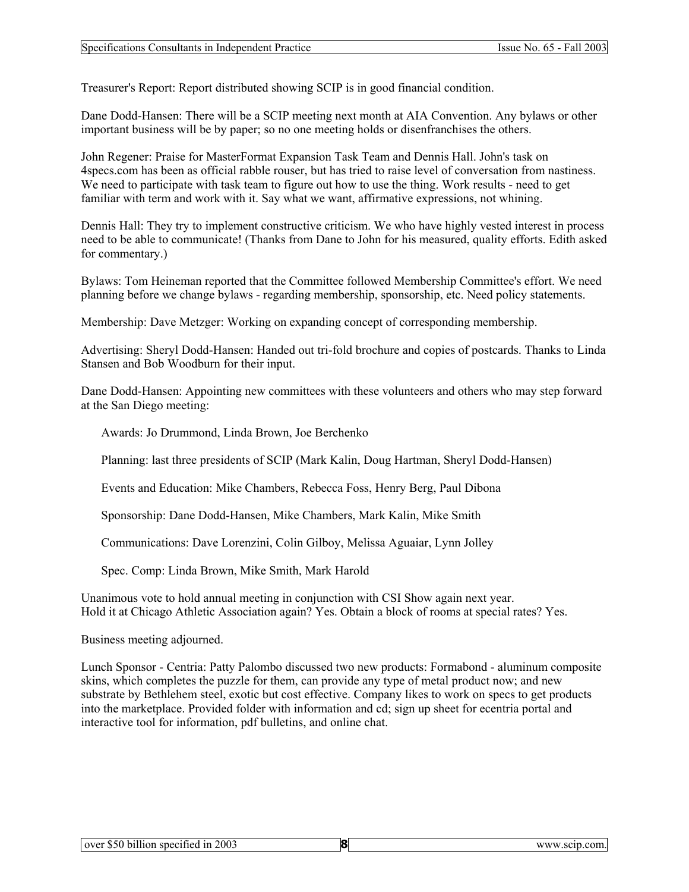Treasurer's Report: Report distributed showing SCIP is in good financial condition.

Dane Dodd-Hansen: There will be a SCIP meeting next month at AIA Convention. Any bylaws or other important business will be by paper; so no one meeting holds or disenfranchises the others.

John Regener: Praise for MasterFormat Expansion Task Team and Dennis Hall. John's task on 4specs.com has been as official rabble rouser, but has tried to raise level of conversation from nastiness. We need to participate with task team to figure out how to use the thing. Work results - need to get familiar with term and work with it. Say what we want, affirmative expressions, not whining.

Dennis Hall: They try to implement constructive criticism. We who have highly vested interest in process need to be able to communicate! (Thanks from Dane to John for his measured, quality efforts. Edith asked for commentary.)

Bylaws: Tom Heineman reported that the Committee followed Membership Committee's effort. We need planning before we change bylaws - regarding membership, sponsorship, etc. Need policy statements.

Membership: Dave Metzger: Working on expanding concept of corresponding membership.

Advertising: Sheryl Dodd-Hansen: Handed out tri-fold brochure and copies of postcards. Thanks to Linda Stansen and Bob Woodburn for their input.

Dane Dodd-Hansen: Appointing new committees with these volunteers and others who may step forward at the San Diego meeting:

Awards: Jo Drummond, Linda Brown, Joe Berchenko

Planning: last three presidents of SCIP (Mark Kalin, Doug Hartman, Sheryl Dodd-Hansen)

Events and Education: Mike Chambers, Rebecca Foss, Henry Berg, Paul Dibona

Sponsorship: Dane Dodd-Hansen, Mike Chambers, Mark Kalin, Mike Smith

Communications: Dave Lorenzini, Colin Gilboy, Melissa Aguaiar, Lynn Jolley

Spec. Comp: Linda Brown, Mike Smith, Mark Harold

Unanimous vote to hold annual meeting in conjunction with CSI Show again next year.
Hold it at Chicago Athletic Association again? Yes. Obtain a block of rooms at special rates? Yes.

Business meeting adjourned.

Lunch Sponsor - Centria: Patty Palombo discussed two new products: Formabond - aluminum composite skins, which completes the puzzle for them, can provide any type of metal product now; and new substrate by Bethlehem steel, exotic but cost effective. Company likes to work on specs to get products into the marketplace. Provided folder with information and cd; sign up sheet for ecentria portal and interactive tool for information, pdf bulletins, and online chat.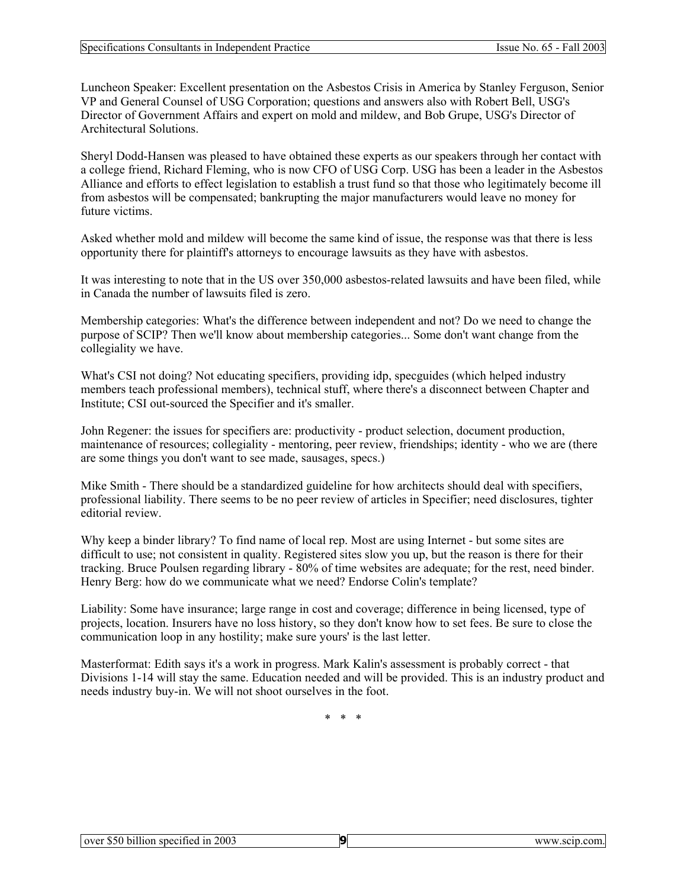Luncheon Speaker: Excellent presentation on the Asbestos Crisis in America by Stanley Ferguson, Senior VP and General Counsel of USG Corporation; questions and answers also with Robert Bell, USG's Director of Government Affairs and expert on mold and mildew, and Bob Grupe, USG's Director of Architectural Solutions.

Sheryl Dodd-Hansen was pleased to have obtained these experts as our speakers through her contact with a college friend, Richard Fleming, who is now CFO of USG Corp. USG has been a leader in the Asbestos Alliance and efforts to effect legislation to establish a trust fund so that those who legitimately become ill from asbestos will be compensated; bankrupting the major manufacturers would leave no money for future victims.

Asked whether mold and mildew will become the same kind of issue, the response was that there is less opportunity there for plaintiff's attorneys to encourage lawsuits as they have with asbestos.

It was interesting to note that in the US over 350,000 asbestos-related lawsuits and have been filed, while in Canada the number of lawsuits filed is zero.

Membership categories: What's the difference between independent and not? Do we need to change the purpose of SCIP? Then we'll know about membership categories... Some don't want change from the collegiality we have.

What's CSI not doing? Not educating specifiers, providing idp, specguides (which helped industry members teach professional members), technical stuff, where there's a disconnect between Chapter and Institute; CSI out-sourced the Specifier and it's smaller.

John Regener: the issues for specifiers are: productivity - product selection, document production, maintenance of resources; collegiality - mentoring, peer review, friendships; identity - who we are (there are some things you don't want to see made, sausages, specs.)

Mike Smith - There should be a standardized guideline for how architects should deal with specifiers, professional liability. There seems to be no peer review of articles in Specifier; need disclosures, tighter editorial review.

Why keep a binder library? To find name of local rep. Most are using Internet - but some sites are difficult to use; not consistent in quality. Registered sites slow you up, but the reason is there for their tracking. Bruce Poulsen regarding library - 80% of time websites are adequate; for the rest, need binder. Henry Berg: how do we communicate what we need? Endorse Colin's template?

Liability: Some have insurance; large range in cost and coverage; difference in being licensed, type of projects, location. Insurers have no loss history, so they don't know how to set fees. Be sure to close the communication loop in any hostility; make sure yours' is the last letter.

Masterformat: Edith says it's a work in progress. Mark Kalin's assessment is probably correct - that Divisions 1-14 will stay the same. Education needed and will be provided. This is an industry product and needs industry buy-in. We will not shoot ourselves in the foot.

\* \* \*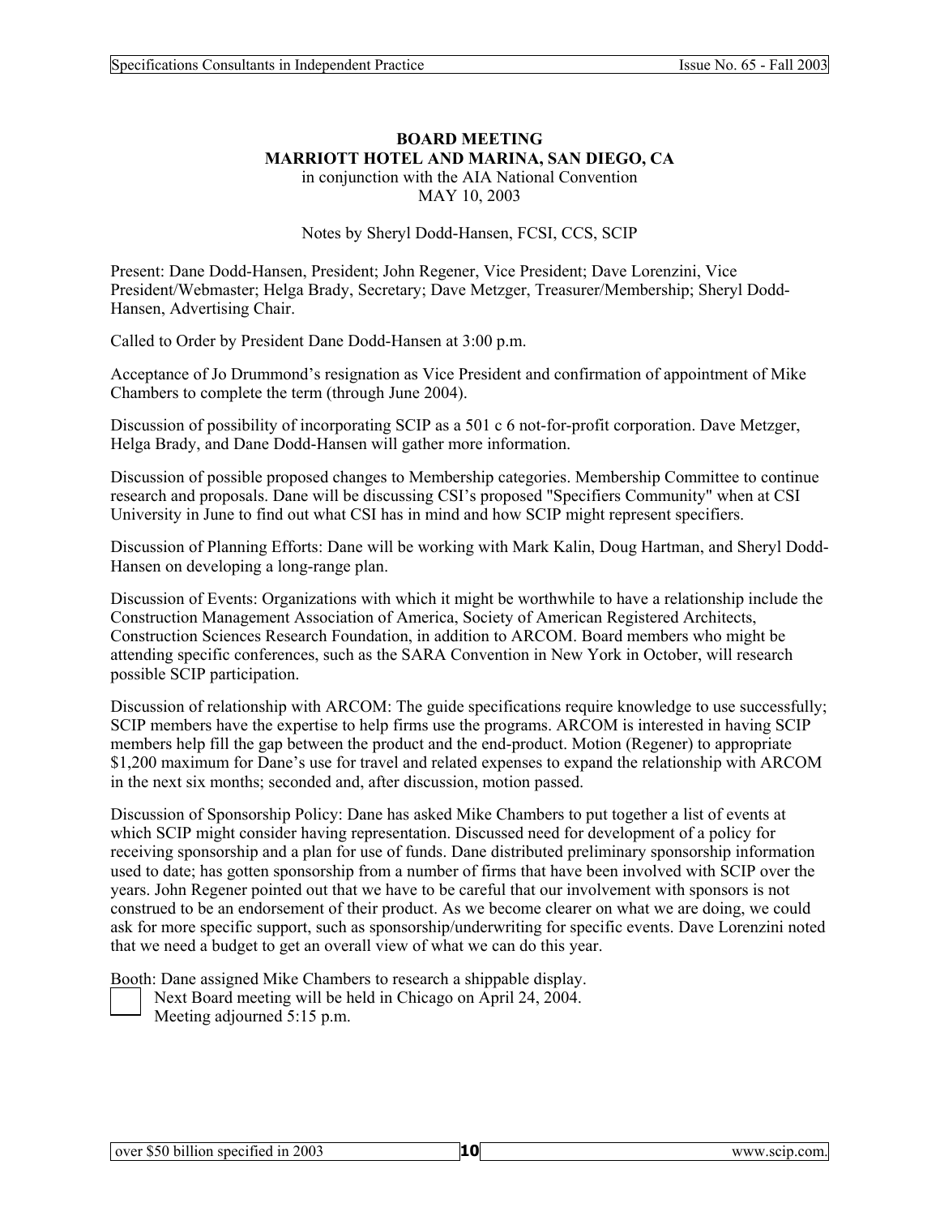**BOARD MEETING**
**MARRIOTT HOTEL AND MARINA, SAN DIEGO, CA**
in conjunction with the AIA National Convention
MAY 10, 2003

Notes by Sheryl Dodd-Hansen, FCSI, CCS, SCIP

Present: Dane Dodd-Hansen, President; John Regener, Vice President; Dave Lorenzini, Vice President/Webmaster; Helga Brady, Secretary; Dave Metzger, Treasurer/Membership; Sheryl Dodd-Hansen, Advertising Chair.

Called to Order by President Dane Dodd-Hansen at 3:00 p.m.

Acceptance of Jo Drummond's resignation as Vice President and confirmation of appointment of Mike Chambers to complete the term (through June 2004).

Discussion of possibility of incorporating SCIP as a 501 c 6 not-for-profit corporation. Dave Metzger, Helga Brady, and Dane Dodd-Hansen will gather more information.

Discussion of possible proposed changes to Membership categories. Membership Committee to continue research and proposals. Dane will be discussing CSI's proposed "Specifiers Community" when at CSI University in June to find out what CSI has in mind and how SCIP might represent specifiers.

Discussion of Planning Efforts: Dane will be working with Mark Kalin, Doug Hartman, and Sheryl Dodd-Hansen on developing a long-range plan.

Discussion of Events: Organizations with which it might be worthwhile to have a relationship include the Construction Management Association of America, Society of American Registered Architects, Construction Sciences Research Foundation, in addition to ARCOM. Board members who might be attending specific conferences, such as the SARA Convention in New York in October, will research possible SCIP participation.

Discussion of relationship with ARCOM: The guide specifications require knowledge to use successfully; SCIP members have the expertise to help firms use the programs. ARCOM is interested in having SCIP members help fill the gap between the product and the end-product. Motion (Regener) to appropriate $1,200 maximum for Dane's use for travel and related expenses to expand the relationship with ARCOM in the next six months; seconded and, after discussion, motion passed.

Discussion of Sponsorship Policy: Dane has asked Mike Chambers to put together a list of events at which SCIP might consider having representation. Discussed need for development of a policy for receiving sponsorship and a plan for use of funds. Dane distributed preliminary sponsorship information used to date; has gotten sponsorship from a number of firms that have been involved with SCIP over the years. John Regener pointed out that we have to be careful that our involvement with sponsors is not construed to be an endorsement of their product. As we become clearer on what we are doing, we could ask for more specific support, such as sponsorship/underwriting for specific events. Dave Lorenzini noted that we need a budget to get an overall view of what we can do this year.

Booth: Dane assigned Mike Chambers to research a shippable display.

Next Board meeting will be held in Chicago on April 24, 2004.

Meeting adjourned 5:15 p.m.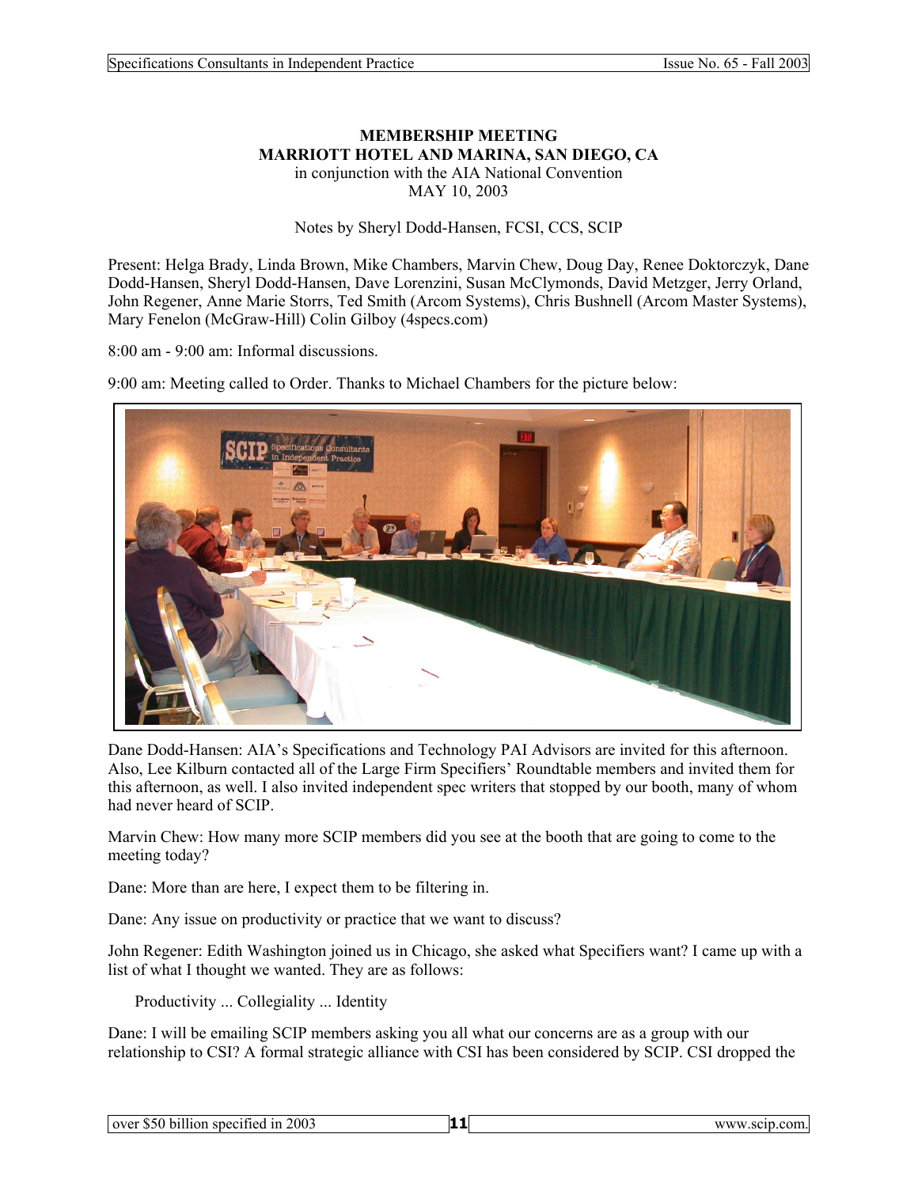**MEMBERSHIP MEETING**
**MARRIOTT HOTEL AND MARINA, SAN DIEGO, CA**
in conjunction with the AIA National Convention
MAY 10, 2003

Notes by Sheryl Dodd-Hansen, FCSI, CCS, SCIP

Present: Helga Brady, Linda Brown, Mike Chambers, Marvin Chew, Doug Day, Renee Doktorczyk, Dane Dodd-Hansen, Sheryl Dodd-Hansen, Dave Lorenzini, Susan McClymonds, David Metzger, Jerry Orland, John Regener, Anne Marie Storrs, Ted Smith (Arcom Systems), Chris Bushnell (Arcom Master Systems), Mary Fenelon (McGraw-Hill) Colin Gilboy (4specs.com)

8:00 am - 9:00 am: Informal discussions.

9:00 am: Meeting called to Order. Thanks to Michael Chambers for the picture below:

Dane Dodd-Hansen: AIA's Specifications and Technology PAI Advisors are invited for this afternoon. Also, Lee Kilburn contacted all of the Large Firm Specifiers' Roundtable members and invited them for this afternoon, as well. I also invited independent spec writers that stopped by our booth, many of whom had never heard of SCIP.

Marvin Chew: How many more SCIP members did you see at the booth that are going to come to the meeting today?

Dane: More than are here, I expect them to be filtering in.

Dane: Any issue on productivity or practice that we want to discuss?

John Regener: Edith Washington joined us in Chicago, she asked what Specifiers want? I came up with a list of what I thought we wanted. They are as follows:

Productivity ... Collegiality ... Identity

Dane: I will be emailing SCIP members asking you all what our concerns are as a group with our relationship to CSI? A formal strategic alliance with CSI has been considered by SCIP. CSI dropped the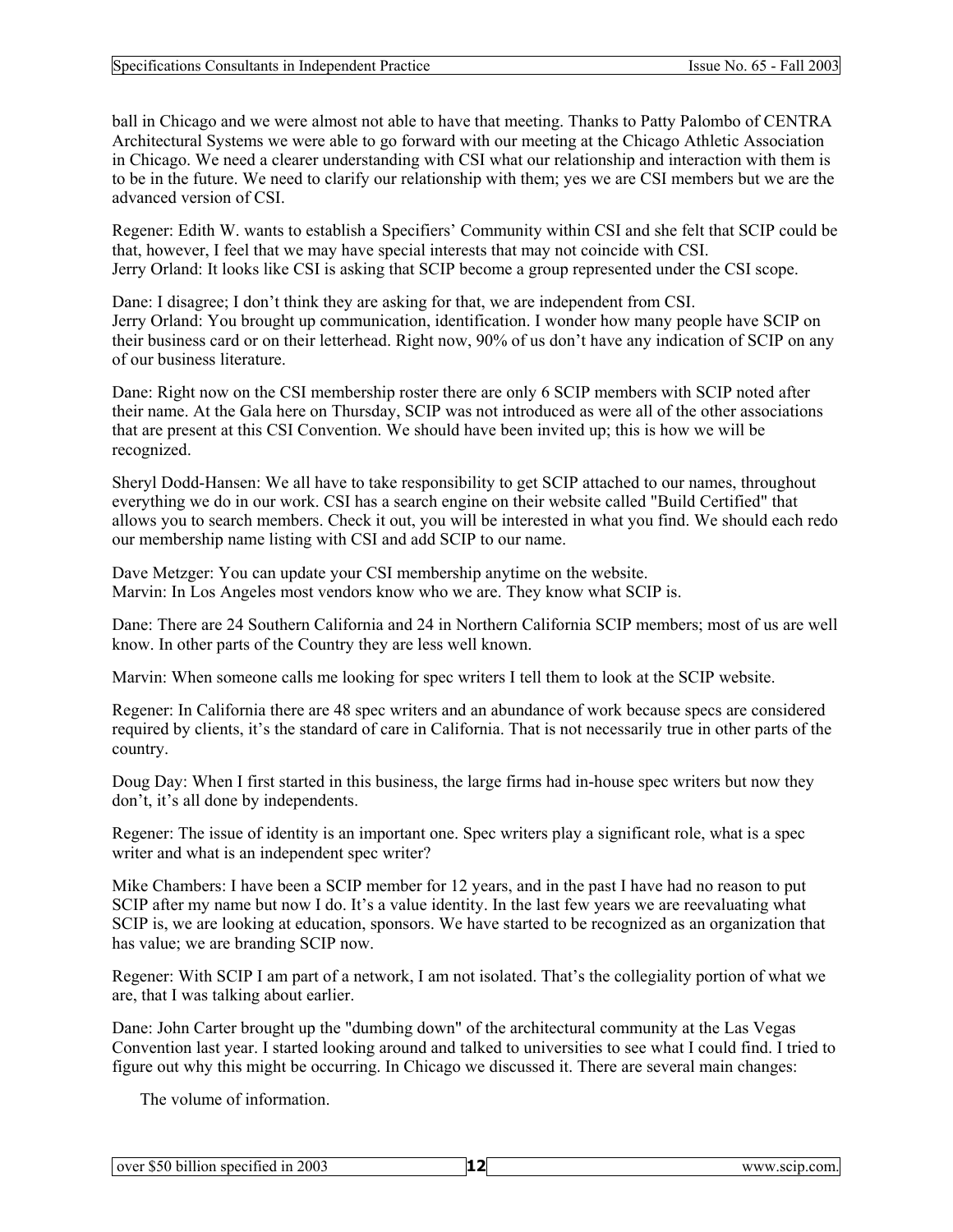ball in Chicago and we were almost not able to have that meeting. Thanks to Patty Palombo of CENTRA Architectural Systems we were able to go forward with our meeting at the Chicago Athletic Association in Chicago. We need a clearer understanding with CSI what our relationship and interaction with them is to be in the future. We need to clarify our relationship with them; yes we are CSI members but we are the advanced version of CSI.

Regener: Edith W. wants to establish a Specifiers' Community within CSI and she felt that SCIP could be that, however, I feel that we may have special interests that may not coincide with CSI.
Jerry Orland: It looks like CSI is asking that SCIP become a group represented under the CSI scope.

Dane: I disagree; I don't think they are asking for that, we are independent from CSI.
Jerry Orland: You brought up communication, identification. I wonder how many people have SCIP on their business card or on their letterhead. Right now, 90% of us don't have any indication of SCIP on any of our business literature.

Dane: Right now on the CSI membership roster there are only 6 SCIP members with SCIP noted after their name. At the Gala here on Thursday, SCIP was not introduced as were all of the other associations that are present at this CSI Convention. We should have been invited up; this is how we will be recognized.

Sheryl Dodd-Hansen: We all have to take responsibility to get SCIP attached to our names, throughout everything we do in our work. CSI has a search engine on their website called "Build Certified" that allows you to search members. Check it out, you will be interested in what you find. We should each redo our membership name listing with CSI and add SCIP to our name.

Dave Metzger: You can update your CSI membership anytime on the website.
Marvin: In Los Angeles most vendors know who we are. They know what SCIP is.

Dane: There are 24 Southern California and 24 in Northern California SCIP members; most of us are well know. In other parts of the Country they are less well known.

Marvin: When someone calls me looking for spec writers I tell them to look at the SCIP website.

Regener: In California there are 48 spec writers and an abundance of work because specs are considered required by clients, it's the standard of care in California. That is not necessarily true in other parts of the country.

Doug Day: When I first started in this business, the large firms had in-house spec writers but now they don't, it's all done by independents.

Regener: The issue of identity is an important one. Spec writers play a significant role, what is a spec writer and what is an independent spec writer?

Mike Chambers: I have been a SCIP member for 12 years, and in the past I have had no reason to put SCIP after my name but now I do. It's a value identity. In the last few years we are reevaluating what SCIP is, we are looking at education, sponsors. We have started to be recognized as an organization that has value; we are branding SCIP now.

Regener: With SCIP I am part of a network, I am not isolated. That's the collegiality portion of what we are, that I was talking about earlier.

Dane: John Carter brought up the "dumbing down" of the architectural community at the Las Vegas Convention last year. I started looking around and talked to universities to see what I could find. I tried to figure out why this might be occurring. In Chicago we discussed it. There are several main changes:

The volume of information.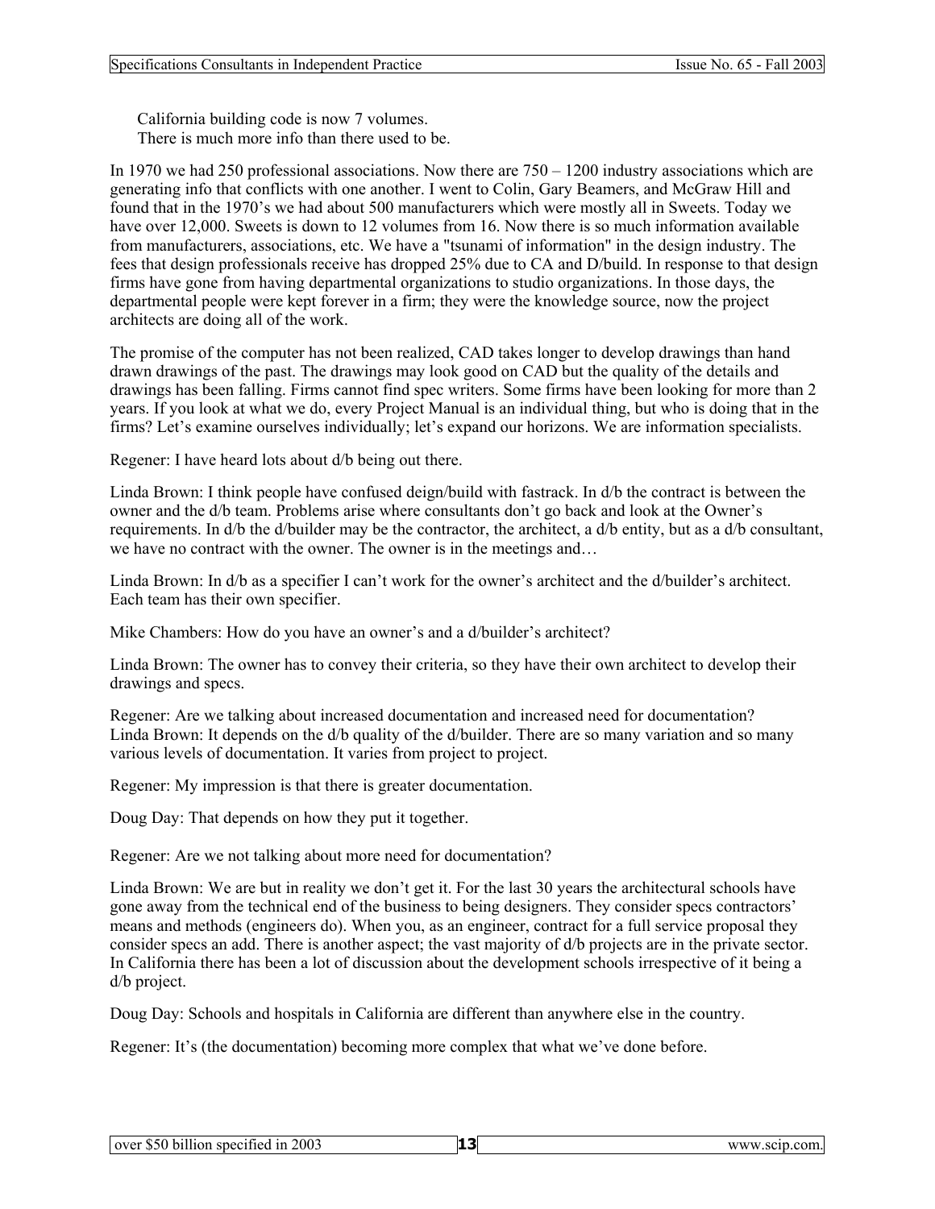California building code is now 7 volumes.
There is much more info than there used to be.

In 1970 we had 250 professional associations. Now there are 750 – 1200 industry associations which are generating info that conflicts with one another. I went to Colin, Gary Beamers, and McGraw Hill and found that in the 1970's we had about 500 manufacturers which were mostly all in Sweets. Today we have over 12,000. Sweets is down to 12 volumes from 16. Now there is so much information available from manufacturers, associations, etc. We have a "tsunami of information" in the design industry. The fees that design professionals receive has dropped 25% due to CA and D/build. In response to that design firms have gone from having departmental organizations to studio organizations. In those days, the departmental people were kept forever in a firm; they were the knowledge source, now the project architects are doing all of the work.

The promise of the computer has not been realized, CAD takes longer to develop drawings than hand drawn drawings of the past. The drawings may look good on CAD but the quality of the details and drawings has been falling. Firms cannot find spec writers. Some firms have been looking for more than 2 years. If you look at what we do, every Project Manual is an individual thing, but who is doing that in the firms? Let's examine ourselves individually; let's expand our horizons. We are information specialists.

Regener: I have heard lots about d/b being out there.

Linda Brown: I think people have confused deign/build with fastrack. In d/b the contract is between the owner and the d/b team. Problems arise where consultants don't go back and look at the Owner's requirements. In d/b the d/builder may be the contractor, the architect, a d/b entity, but as a d/b consultant, we have no contract with the owner. The owner is in the meetings and…

Linda Brown: In d/b as a specifier I can't work for the owner's architect and the d/builder's architect. Each team has their own specifier.

Mike Chambers: How do you have an owner's and a d/builder's architect?

Linda Brown: The owner has to convey their criteria, so they have their own architect to develop their drawings and specs.

Regener: Are we talking about increased documentation and increased need for documentation?
Linda Brown: It depends on the d/b quality of the d/builder. There are so many variation and so many various levels of documentation. It varies from project to project.

Regener: My impression is that there is greater documentation.

Doug Day: That depends on how they put it together.

Regener: Are we not talking about more need for documentation?

Linda Brown: We are but in reality we don't get it. For the last 30 years the architectural schools have gone away from the technical end of the business to being designers. They consider specs contractors' means and methods (engineers do). When you, as an engineer, contract for a full service proposal they consider specs an add. There is another aspect; the vast majority of d/b projects are in the private sector. In California there has been a lot of discussion about the development schools irrespective of it being a d/b project.

Doug Day: Schools and hospitals in California are different than anywhere else in the country.

Regener: It's (the documentation) becoming more complex that what we've done before.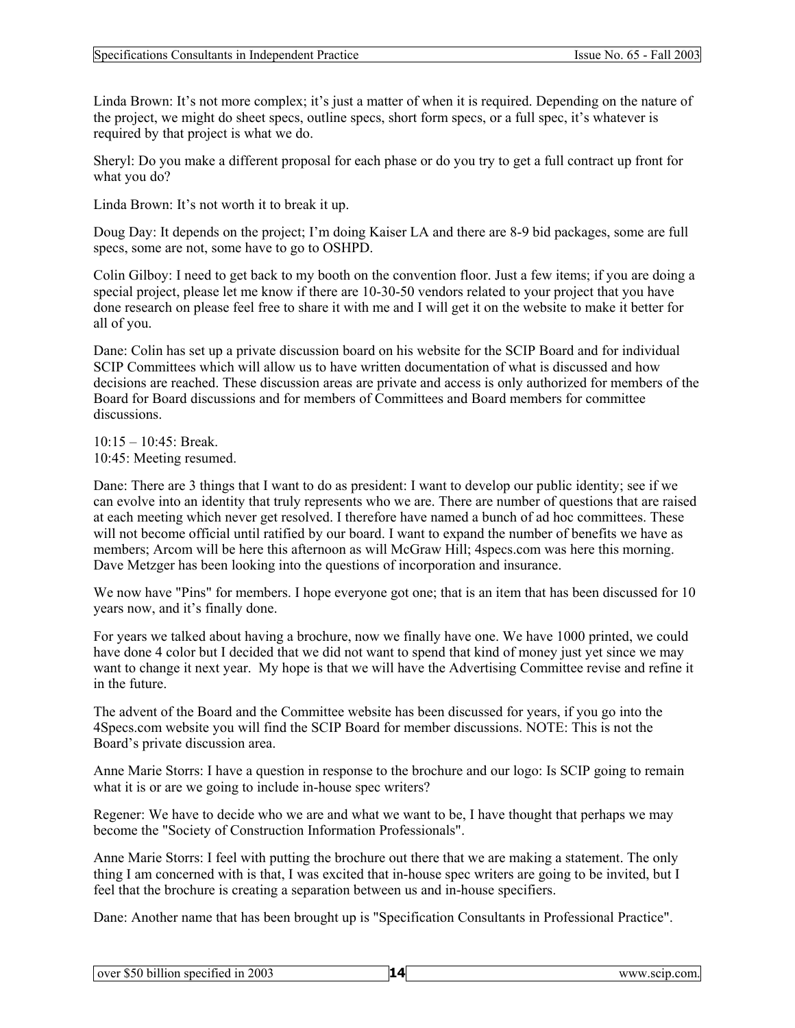Linda Brown: It's not more complex; it's just a matter of when it is required. Depending on the nature of the project, we might do sheet specs, outline specs, short form specs, or a full spec, it's whatever is required by that project is what we do.

Sheryl: Do you make a different proposal for each phase or do you try to get a full contract up front for what you do?

Linda Brown: It's not worth it to break it up.

Doug Day: It depends on the project; I'm doing Kaiser LA and there are 8-9 bid packages, some are full specs, some are not, some have to go to OSHPD.

Colin Gilboy: I need to get back to my booth on the convention floor. Just a few items; if you are doing a special project, please let me know if there are 10-30-50 vendors related to your project that you have done research on please feel free to share it with me and I will get it on the website to make it better for all of you.

Dane: Colin has set up a private discussion board on his website for the SCIP Board and for individual SCIP Committees which will allow us to have written documentation of what is discussed and how decisions are reached. These discussion areas are private and access is only authorized for members of the Board for Board discussions and for members of Committees and Board members for committee discussions.

10:15 – 10:45: Break.
10:45: Meeting resumed.

Dane: There are 3 things that I want to do as president: I want to develop our public identity; see if we can evolve into an identity that truly represents who we are. There are number of questions that are raised at each meeting which never get resolved. I therefore have named a bunch of ad hoc committees. These will not become official until ratified by our board. I want to expand the number of benefits we have as members; Arcom will be here this afternoon as will McGraw Hill; 4specs.com was here this morning. Dave Metzger has been looking into the questions of incorporation and insurance.

We now have "Pins" for members. I hope everyone got one; that is an item that has been discussed for 10 years now, and it's finally done.

For years we talked about having a brochure, now we finally have one. We have 1000 printed, we could have done 4 color but I decided that we did not want to spend that kind of money just yet since we may want to change it next year. My hope is that we will have the Advertising Committee revise and refine it in the future.

The advent of the Board and the Committee website has been discussed for years, if you go into the 4Specs.com website you will find the SCIP Board for member discussions. NOTE: This is not the Board's private discussion area.

Anne Marie Storrs: I have a question in response to the brochure and our logo: Is SCIP going to remain what it is or are we going to include in-house spec writers?

Regener: We have to decide who we are and what we want to be, I have thought that perhaps we may become the "Society of Construction Information Professionals".

Anne Marie Storrs: I feel with putting the brochure out there that we are making a statement. The only thing I am concerned with is that, I was excited that in-house spec writers are going to be invited, but I feel that the brochure is creating a separation between us and in-house specifiers.

Dane: Another name that has been brought up is "Specification Consultants in Professional Practice".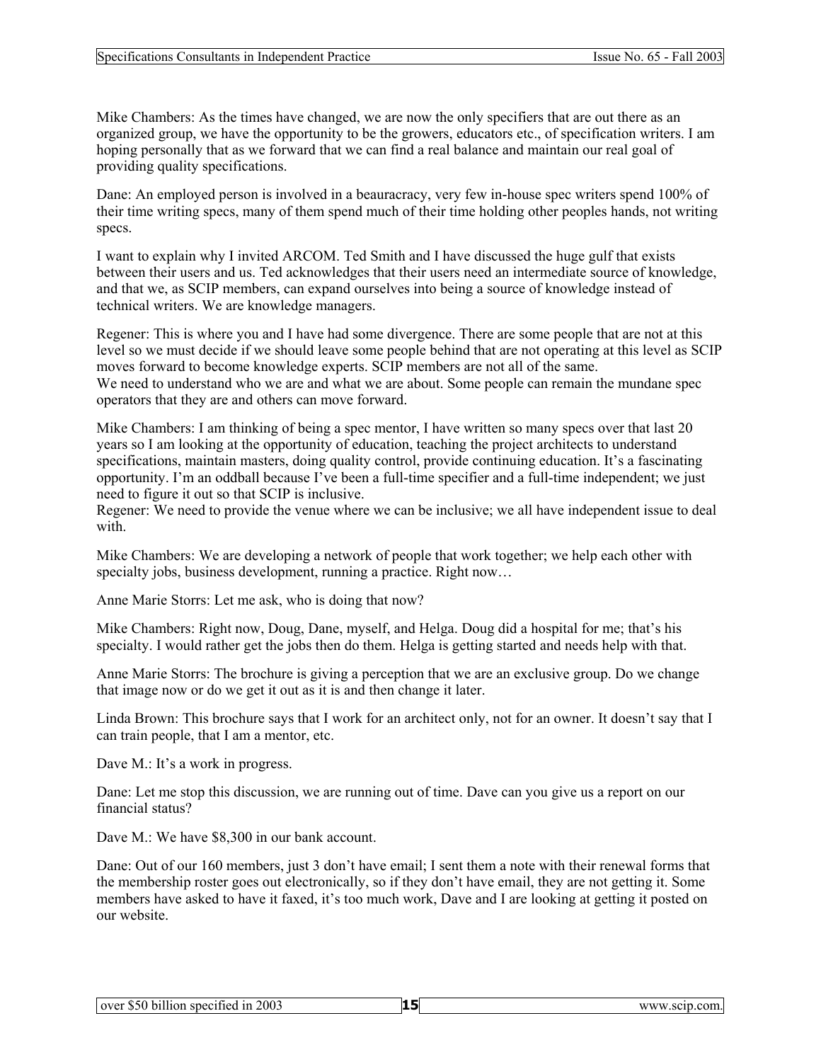Mike Chambers: As the times have changed, we are now the only specifiers that are out there as an organized group, we have the opportunity to be the growers, educators etc., of specification writers. I am hoping personally that as we forward that we can find a real balance and maintain our real goal of providing quality specifications.

Dane: An employed person is involved in a beauracracy, very few in-house spec writers spend 100% of their time writing specs, many of them spend much of their time holding other peoples hands, not writing specs.

I want to explain why I invited ARCOM. Ted Smith and I have discussed the huge gulf that exists between their users and us. Ted acknowledges that their users need an intermediate source of knowledge, and that we, as SCIP members, can expand ourselves into being a source of knowledge instead of technical writers. We are knowledge managers.

Regener: This is where you and I have had some divergence. There are some people that are not at this level so we must decide if we should leave some people behind that are not operating at this level as SCIP moves forward to become knowledge experts. SCIP members are not all of the same.
We need to understand who we are and what we are about. Some people can remain the mundane spec operators that they are and others can move forward.

Mike Chambers: I am thinking of being a spec mentor, I have written so many specs over that last 20 years so I am looking at the opportunity of education, teaching the project architects to understand specifications, maintain masters, doing quality control, provide continuing education. It's a fascinating opportunity. I'm an oddball because I've been a full-time specifier and a full-time independent; we just need to figure it out so that SCIP is inclusive.
Regener: We need to provide the venue where we can be inclusive; we all have independent issue to deal with.

Mike Chambers: We are developing a network of people that work together; we help each other with specialty jobs, business development, running a practice. Right now…

Anne Marie Storrs: Let me ask, who is doing that now?

Mike Chambers: Right now, Doug, Dane, myself, and Helga. Doug did a hospital for me; that's his specialty. I would rather get the jobs then do them. Helga is getting started and needs help with that.

Anne Marie Storrs: The brochure is giving a perception that we are an exclusive group. Do we change that image now or do we get it out as it is and then change it later.

Linda Brown: This brochure says that I work for an architect only, not for an owner. It doesn't say that I can train people, that I am a mentor, etc.

Dave M.: It's a work in progress.

Dane: Let me stop this discussion, we are running out of time. Dave can you give us a report on our financial status?

Dave M.: We have $8,300 in our bank account.

Dane: Out of our 160 members, just 3 don't have email; I sent them a note with their renewal forms that the membership roster goes out electronically, so if they don't have email, they are not getting it. Some members have asked to have it faxed, it's too much work, Dave and I are looking at getting it posted on our website.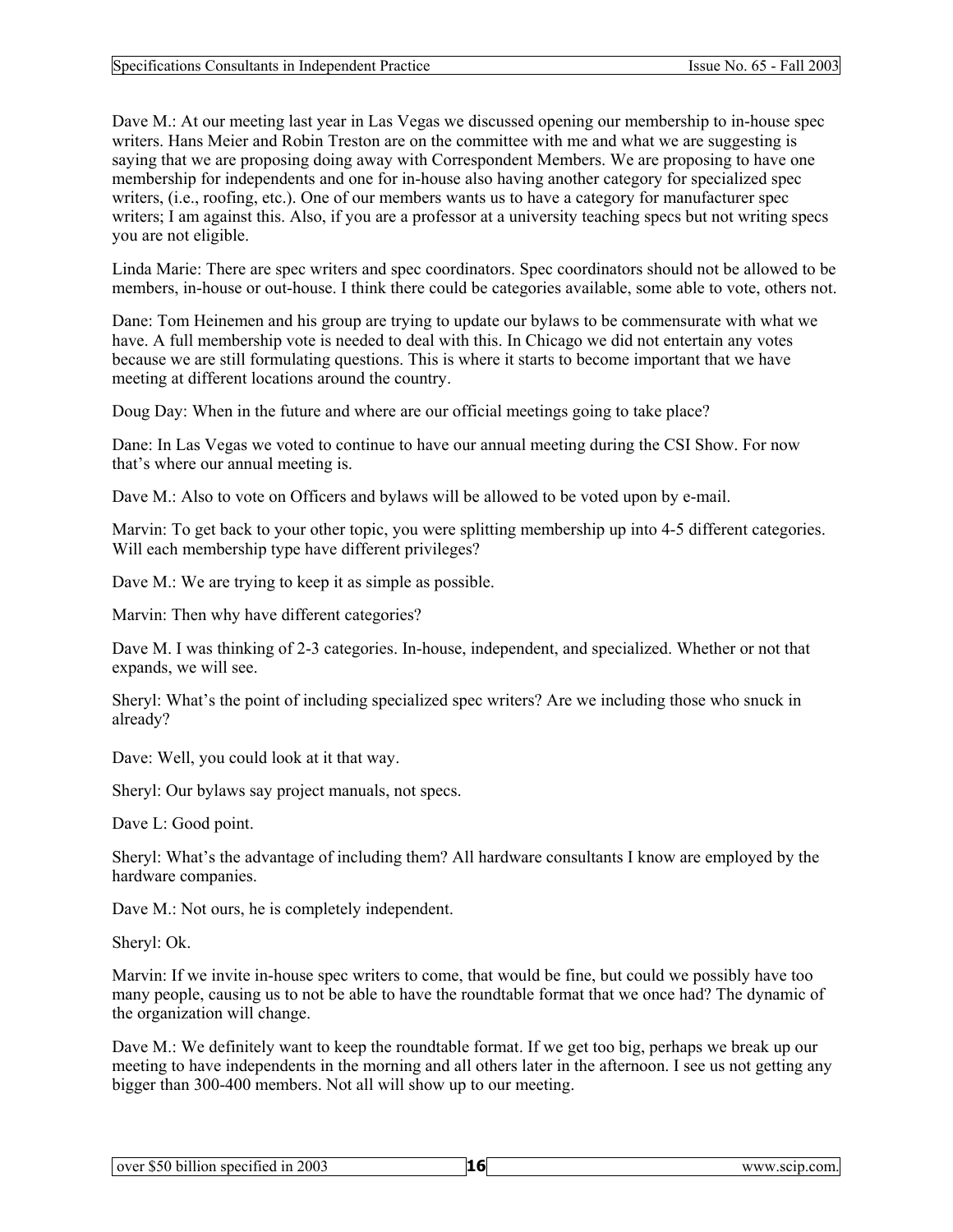Dave M.: At our meeting last year in Las Vegas we discussed opening our membership to in-house spec writers. Hans Meier and Robin Treston are on the committee with me and what we are suggesting is saying that we are proposing doing away with Correspondent Members. We are proposing to have one membership for independents and one for in-house also having another category for specialized spec writers, (i.e., roofing, etc.). One of our members wants us to have a category for manufacturer spec writers; I am against this. Also, if you are a professor at a university teaching specs but not writing specs you are not eligible.

Linda Marie: There are spec writers and spec coordinators. Spec coordinators should not be allowed to be members, in-house or out-house. I think there could be categories available, some able to vote, others not.

Dane: Tom Heinemen and his group are trying to update our bylaws to be commensurate with what we have. A full membership vote is needed to deal with this. In Chicago we did not entertain any votes because we are still formulating questions. This is where it starts to become important that we have meeting at different locations around the country.

Doug Day: When in the future and where are our official meetings going to take place?

Dane: In Las Vegas we voted to continue to have our annual meeting during the CSI Show. For now that's where our annual meeting is.

Dave M.: Also to vote on Officers and bylaws will be allowed to be voted upon by e-mail.

Marvin: To get back to your other topic, you were splitting membership up into 4-5 different categories. Will each membership type have different privileges?

Dave M.: We are trying to keep it as simple as possible.

Marvin: Then why have different categories?

Dave M. I was thinking of 2-3 categories. In-house, independent, and specialized. Whether or not that expands, we will see.

Sheryl: What's the point of including specialized spec writers? Are we including those who snuck in already?

Dave: Well, you could look at it that way.

Sheryl: Our bylaws say project manuals, not specs.

Dave L: Good point.

Sheryl: What's the advantage of including them? All hardware consultants I know are employed by the hardware companies.

Dave M.: Not ours, he is completely independent.

Sheryl: Ok.

Marvin: If we invite in-house spec writers to come, that would be fine, but could we possibly have too many people, causing us to not be able to have the roundtable format that we once had? The dynamic of the organization will change.

Dave M.: We definitely want to keep the roundtable format. If we get too big, perhaps we break up our meeting to have independents in the morning and all others later in the afternoon. I see us not getting any bigger than 300-400 members. Not all will show up to our meeting.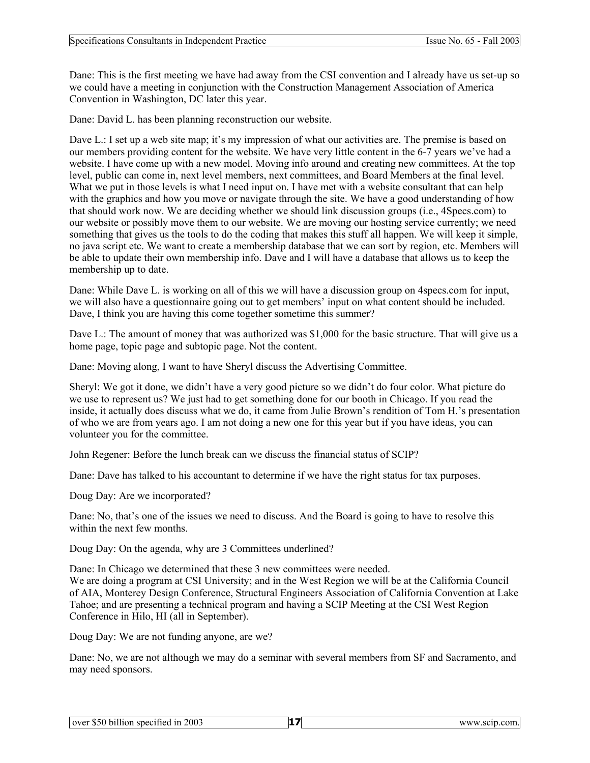Dane: This is the first meeting we have had away from the CSI convention and I already have us set-up so we could have a meeting in conjunction with the Construction Management Association of America Convention in Washington, DC later this year.

Dane: David L. has been planning reconstruction our website.

Dave L.: I set up a web site map; it's my impression of what our activities are. The premise is based on our members providing content for the website. We have very little content in the 6-7 years we've had a website. I have come up with a new model. Moving info around and creating new committees. At the top level, public can come in, next level members, next committees, and Board Members at the final level. What we put in those levels is what I need input on. I have met with a website consultant that can help with the graphics and how you move or navigate through the site. We have a good understanding of how that should work now. We are deciding whether we should link discussion groups (i.e., 4Specs.com) to our website or possibly move them to our website. We are moving our hosting service currently; we need something that gives us the tools to do the coding that makes this stuff all happen. We will keep it simple, no java script etc. We want to create a membership database that we can sort by region, etc. Members will be able to update their own membership info. Dave and I will have a database that allows us to keep the membership up to date.

Dane: While Dave L. is working on all of this we will have a discussion group on 4specs.com for input, we will also have a questionnaire going out to get members' input on what content should be included. Dave, I think you are having this come together sometime this summer?

Dave L.: The amount of money that was authorized was $1,000 for the basic structure. That will give us a home page, topic page and subtopic page. Not the content.

Dane: Moving along, I want to have Sheryl discuss the Advertising Committee.

Sheryl: We got it done, we didn't have a very good picture so we didn't do four color. What picture do we use to represent us? We just had to get something done for our booth in Chicago. If you read the inside, it actually does discuss what we do, it came from Julie Brown's rendition of Tom H.'s presentation of who we are from years ago. I am not doing a new one for this year but if you have ideas, you can volunteer you for the committee.

John Regener: Before the lunch break can we discuss the financial status of SCIP?

Dane: Dave has talked to his accountant to determine if we have the right status for tax purposes.

Doug Day: Are we incorporated?

Dane: No, that's one of the issues we need to discuss. And the Board is going to have to resolve this within the next few months.

Doug Day: On the agenda, why are 3 Committees underlined?

Dane: In Chicago we determined that these 3 new committees were needed.
We are doing a program at CSI University; and in the West Region we will be at the California Council of AIA, Monterey Design Conference, Structural Engineers Association of California Convention at Lake Tahoe; and are presenting a technical program and having a SCIP Meeting at the CSI West Region Conference in Hilo, HI (all in September).

Doug Day: We are not funding anyone, are we?

Dane: No, we are not although we may do a seminar with several members from SF and Sacramento, and may need sponsors.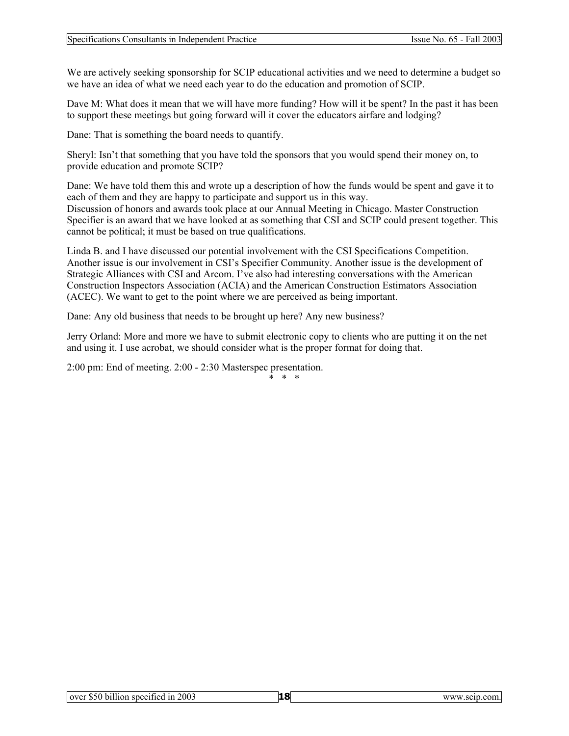We are actively seeking sponsorship for SCIP educational activities and we need to determine a budget so we have an idea of what we need each year to do the education and promotion of SCIP.

Dave M: What does it mean that we will have more funding? How will it be spent? In the past it has been to support these meetings but going forward will it cover the educators airfare and lodging?

Dane: That is something the board needs to quantify.

Sheryl: Isn't that something that you have told the sponsors that you would spend their money on, to provide education and promote SCIP?

Dane: We have told them this and wrote up a description of how the funds would be spent and gave it to each of them and they are happy to participate and support us in this way.
Discussion of honors and awards took place at our Annual Meeting in Chicago. Master Construction Specifier is an award that we have looked at as something that CSI and SCIP could present together. This cannot be political; it must be based on true qualifications.

Linda B. and I have discussed our potential involvement with the CSI Specifications Competition. Another issue is our involvement in CSI's Specifier Community. Another issue is the development of Strategic Alliances with CSI and Arcom. I've also had interesting conversations with the American Construction Inspectors Association (ACIA) and the American Construction Estimators Association (ACEC). We want to get to the point where we are perceived as being important.

Dane: Any old business that needs to be brought up here? Any new business?

Jerry Orland: More and more we have to submit electronic copy to clients who are putting it on the net and using it. I use acrobat, we should consider what is the proper format for doing that.

2:00 pm: End of meeting. 2:00 - 2:30 Masterspec presentation.

\* \* \*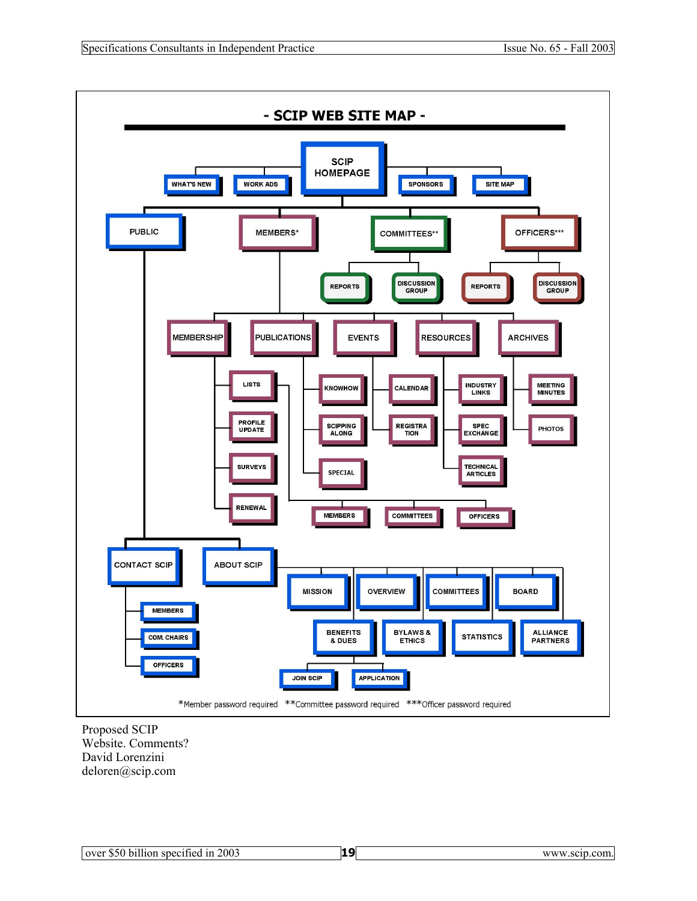# - SCIP WEB SITE MAP -

- SCIP HOMEPAGE
  - WHAT'S NEW
  - WORK ADS
  - SPONSORS
  - SITE MAP
  - PUBLIC
    - CONTACT SCIP
      - MEMBERS
      - COM. CHAIRS
      - OFFICERS
    - ABOUT SCIP
      - MISSION
      - OVERVIEW
      - COMMITTEES
      - BOARD
      - BENEFITS & DUES
        - JOIN SCIP
        - APPLICATION
      - BYLAWS & ETHICS
      - STATISTICS
      - ALLIANCE PARTNERS
  - MEMBERS*
    - MEMBERSHIP
      - LISTS
        - MEMBERS
        - COMMITTEES
        - OFFICERS
      - PROFILE UPDATE
      - SURVEYS
      - RENEWAL
    - PUBLICATIONS
      - KNOWHOW
      - SCIPPING ALONG
      - SPECIAL
    - EVENTS
      - CALENDAR
      - REGISTRATION
    - RESOURCES
      - INDUSTRY LINKS
      - SPEC EXCHANGE
      - TECHNICAL ARTICLES
    - ARCHIVES
      - MEETING MINUTES
      - PHOTOS
  - COMMITTEES**
    - REPORTS
    - DISCUSSION GROUP
  - OFFICERS***
    - REPORTS
    - DISCUSSION GROUP

*Member password required **Committee password required ***Officer password required

Proposed SCIP Website. Comments?
David Lorenzini
deloren@scip.com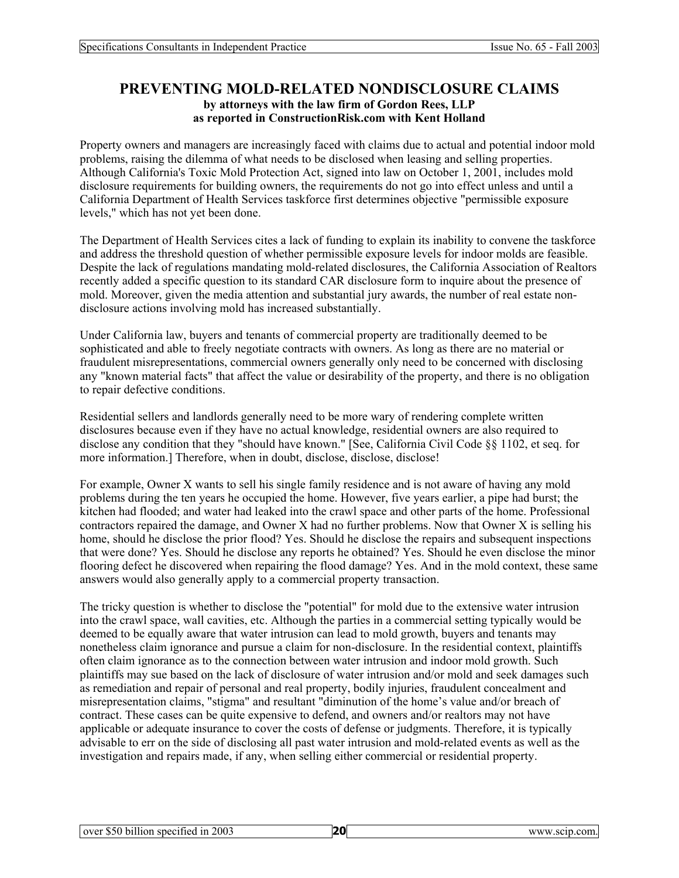# PREVENTING MOLD-RELATED NONDISCLOSURE CLAIMS

**by attorneys with the law firm of Gordon Rees, LLP**
**as reported in ConstructionRisk.com with Kent Holland**

Property owners and managers are increasingly faced with claims due to actual and potential indoor mold problems, raising the dilemma of what needs to be disclosed when leasing and selling properties. Although California's Toxic Mold Protection Act, signed into law on October 1, 2001, includes mold disclosure requirements for building owners, the requirements do not go into effect unless and until a California Department of Health Services taskforce first determines objective "permissible exposure levels," which has not yet been done.

The Department of Health Services cites a lack of funding to explain its inability to convene the taskforce and address the threshold question of whether permissible exposure levels for indoor molds are feasible. Despite the lack of regulations mandating mold-related disclosures, the California Association of Realtors recently added a specific question to its standard CAR disclosure form to inquire about the presence of mold. Moreover, given the media attention and substantial jury awards, the number of real estate non-disclosure actions involving mold has increased substantially.

Under California law, buyers and tenants of commercial property are traditionally deemed to be sophisticated and able to freely negotiate contracts with owners. As long as there are no material or fraudulent misrepresentations, commercial owners generally only need to be concerned with disclosing any "known material facts" that affect the value or desirability of the property, and there is no obligation to repair defective conditions.

Residential sellers and landlords generally need to be more wary of rendering complete written disclosures because even if they have no actual knowledge, residential owners are also required to disclose any condition that they "should have known." [See, California Civil Code §§ 1102, et seq. for more information.] Therefore, when in doubt, disclose, disclose, disclose!

For example, Owner X wants to sell his single family residence and is not aware of having any mold problems during the ten years he occupied the home. However, five years earlier, a pipe had burst; the kitchen had flooded; and water had leaked into the crawl space and other parts of the home. Professional contractors repaired the damage, and Owner X had no further problems. Now that Owner X is selling his home, should he disclose the prior flood? Yes. Should he disclose the repairs and subsequent inspections that were done? Yes. Should he disclose any reports he obtained? Yes. Should he even disclose the minor flooring defect he discovered when repairing the flood damage? Yes. And in the mold context, these same answers would also generally apply to a commercial property transaction.

The tricky question is whether to disclose the "potential" for mold due to the extensive water intrusion into the crawl space, wall cavities, etc. Although the parties in a commercial setting typically would be deemed to be equally aware that water intrusion can lead to mold growth, buyers and tenants may nonetheless claim ignorance and pursue a claim for non-disclosure. In the residential context, plaintiffs often claim ignorance as to the connection between water intrusion and indoor mold growth. Such plaintiffs may sue based on the lack of disclosure of water intrusion and/or mold and seek damages such as remediation and repair of personal and real property, bodily injuries, fraudulent concealment and misrepresentation claims, "stigma" and resultant "diminution of the home's value and/or breach of contract. These cases can be quite expensive to defend, and owners and/or realtors may not have applicable or adequate insurance to cover the costs of defense or judgments. Therefore, it is typically advisable to err on the side of disclosing all past water intrusion and mold-related events as well as the investigation and repairs made, if any, when selling either commercial or residential property.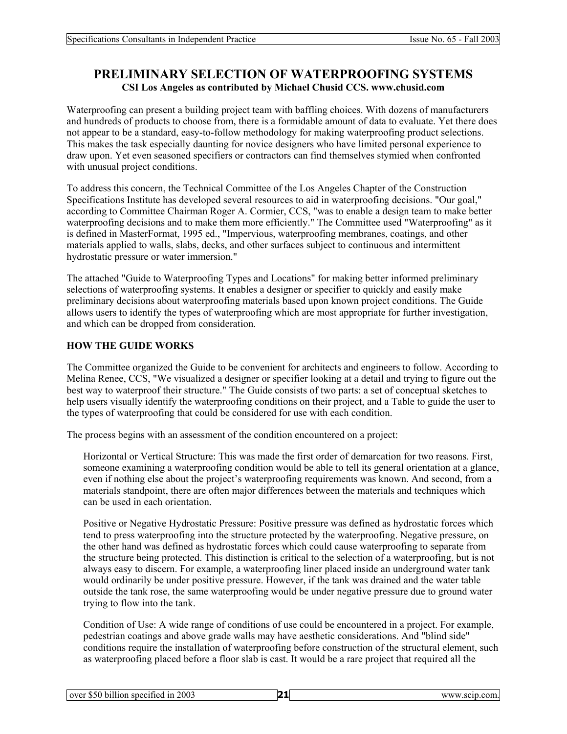# PRELIMINARY SELECTION OF WATERPROOFING SYSTEMS

**CSI Los Angeles as contributed by Michael Chusid CCS. www.chusid.com**

Waterproofing can present a building project team with baffling choices. With dozens of manufacturers and hundreds of products to choose from, there is a formidable amount of data to evaluate. Yet there does not appear to be a standard, easy-to-follow methodology for making waterproofing product selections. This makes the task especially daunting for novice designers who have limited personal experience to draw upon. Yet even seasoned specifiers or contractors can find themselves stymied when confronted with unusual project conditions.

To address this concern, the Technical Committee of the Los Angeles Chapter of the Construction Specifications Institute has developed several resources to aid in waterproofing decisions. "Our goal," according to Committee Chairman Roger A. Cormier, CCS, "was to enable a design team to make better waterproofing decisions and to make them more efficiently." The Committee used "Waterproofing" as it is defined in MasterFormat, 1995 ed., "Impervious, waterproofing membranes, coatings, and other materials applied to walls, slabs, decks, and other surfaces subject to continuous and intermittent hydrostatic pressure or water immersion."

The attached "Guide to Waterproofing Types and Locations" for making better informed preliminary selections of waterproofing systems. It enables a designer or specifier to quickly and easily make preliminary decisions about waterproofing materials based upon known project conditions. The Guide allows users to identify the types of waterproofing which are most appropriate for further investigation, and which can be dropped from consideration.

## HOW THE GUIDE WORKS

The Committee organized the Guide to be convenient for architects and engineers to follow. According to Melina Renee, CCS, "We visualized a designer or specifier looking at a detail and trying to figure out the best way to waterproof their structure." The Guide consists of two parts: a set of conceptual sketches to help users visually identify the waterproofing conditions on their project, and a Table to guide the user to the types of waterproofing that could be considered for use with each condition.

The process begins with an assessment of the condition encountered on a project:

> Horizontal or Vertical Structure: This was made the first order of demarcation for two reasons. First, someone examining a waterproofing condition would be able to tell its general orientation at a glance, even if nothing else about the project's waterproofing requirements was known. And second, from a materials standpoint, there are often major differences between the materials and techniques which can be used in each orientation.
>
> Positive or Negative Hydrostatic Pressure: Positive pressure was defined as hydrostatic forces which tend to press waterproofing into the structure protected by the waterproofing. Negative pressure, on the other hand was defined as hydrostatic forces which could cause waterproofing to separate from the structure being protected. This distinction is critical to the selection of a waterproofing, but is not always easy to discern. For example, a waterproofing liner placed inside an underground water tank would ordinarily be under positive pressure. However, if the tank was drained and the water table outside the tank rose, the same waterproofing would be under negative pressure due to ground water trying to flow into the tank.
>
> Condition of Use: A wide range of conditions of use could be encountered in a project. For example, pedestrian coatings and above grade walls may have aesthetic considerations. And "blind side" conditions require the installation of waterproofing before construction of the structural element, such as waterproofing placed before a floor slab is cast. It would be a rare project that required all the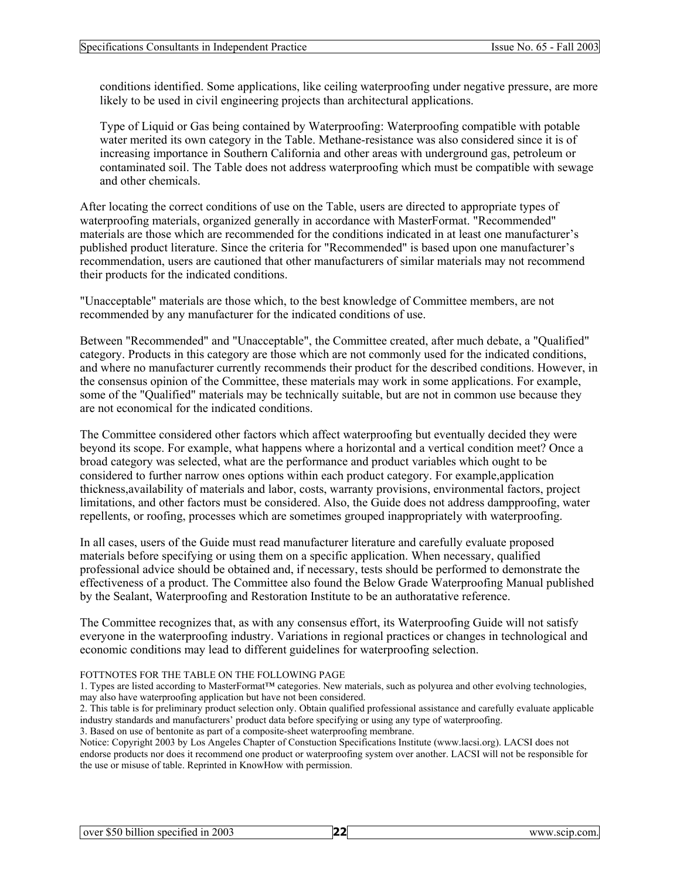conditions identified. Some applications, like ceiling waterproofing under negative pressure, are more likely to be used in civil engineering projects than architectural applications.

Type of Liquid or Gas being contained by Waterproofing: Waterproofing compatible with potable water merited its own category in the Table. Methane-resistance was also considered since it is of increasing importance in Southern California and other areas with underground gas, petroleum or contaminated soil. The Table does not address waterproofing which must be compatible with sewage and other chemicals.

After locating the correct conditions of use on the Table, users are directed to appropriate types of waterproofing materials, organized generally in accordance with MasterFormat. "Recommended" materials are those which are recommended for the conditions indicated in at least one manufacturer's published product literature. Since the criteria for "Recommended" is based upon one manufacturer's recommendation, users are cautioned that other manufacturers of similar materials may not recommend their products for the indicated conditions.

"Unacceptable" materials are those which, to the best knowledge of Committee members, are not recommended by any manufacturer for the indicated conditions of use.

Between "Recommended" and "Unacceptable", the Committee created, after much debate, a "Qualified" category. Products in this category are those which are not commonly used for the indicated conditions, and where no manufacturer currently recommends their product for the described conditions. However, in the consensus opinion of the Committee, these materials may work in some applications. For example, some of the "Qualified" materials may be technically suitable, but are not in common use because they are not economical for the indicated conditions.

The Committee considered other factors which affect waterproofing but eventually decided they were beyond its scope. For example, what happens where a horizontal and a vertical condition meet? Once a broad category was selected, what are the performance and product variables which ought to be considered to further narrow ones options within each product category. For example,application thickness,availability of materials and labor, costs, warranty provisions, environmental factors, project limitations, and other factors must be considered. Also, the Guide does not address dampproofing, water repellents, or roofing, processes which are sometimes grouped inappropriately with waterproofing.

In all cases, users of the Guide must read manufacturer literature and carefully evaluate proposed materials before specifying or using them on a specific application. When necessary, qualified professional advice should be obtained and, if necessary, tests should be performed to demonstrate the effectiveness of a product. The Committee also found the Below Grade Waterproofing Manual published by the Sealant, Waterproofing and Restoration Institute to be an authoratative reference.

The Committee recognizes that, as with any consensus effort, its Waterproofing Guide will not satisfy everyone in the waterproofing industry. Variations in regional practices or changes in technological and economic conditions may lead to different guidelines for waterproofing selection.

FOTTNOTES FOR THE TABLE ON THE FOLLOWING PAGE

1. Types are listed according to MasterFormat™ categories. New materials, such as polyurea and other evolving technologies, may also have waterproofing application but have not been considered.
2. This table is for preliminary product selection only. Obtain qualified professional assistance and carefully evaluate applicable industry standards and manufacturers' product data before specifying or using any type of waterproofing.
3. Based on use of bentonite as part of a composite-sheet waterproofing membrane.

Notice: Copyright 2003 by Los Angeles Chapter of Constuction Specifications Institute (www.lacsi.org). LACSI does not endorse products nor does it recommend one product or waterproofing system over another. LACSI will not be responsible for the use or misuse of table. Reprinted in KnowHow with permission.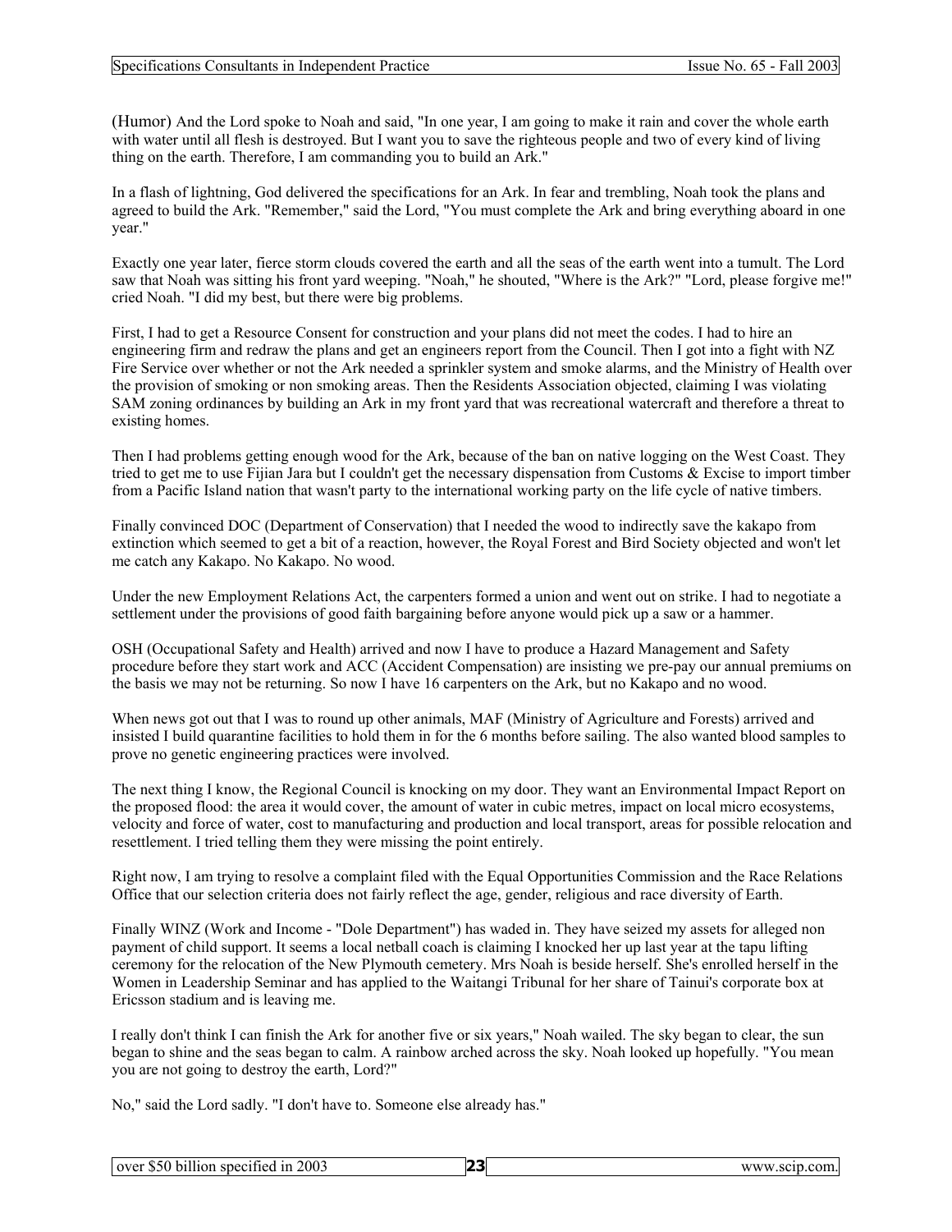(Humor) And the Lord spoke to Noah and said, "In one year, I am going to make it rain and cover the whole earth with water until all flesh is destroyed. But I want you to save the righteous people and two of every kind of living thing on the earth. Therefore, I am commanding you to build an Ark."

In a flash of lightning, God delivered the specifications for an Ark. In fear and trembling, Noah took the plans and agreed to build the Ark. "Remember," said the Lord, "You must complete the Ark and bring everything aboard in one year."

Exactly one year later, fierce storm clouds covered the earth and all the seas of the earth went into a tumult. The Lord saw that Noah was sitting his front yard weeping. "Noah," he shouted, "Where is the Ark?" "Lord, please forgive me!" cried Noah. "I did my best, but there were big problems.

First, I had to get a Resource Consent for construction and your plans did not meet the codes. I had to hire an engineering firm and redraw the plans and get an engineers report from the Council. Then I got into a fight with NZ Fire Service over whether or not the Ark needed a sprinkler system and smoke alarms, and the Ministry of Health over the provision of smoking or non smoking areas. Then the Residents Association objected, claiming I was violating SAM zoning ordinances by building an Ark in my front yard that was recreational watercraft and therefore a threat to existing homes.

Then I had problems getting enough wood for the Ark, because of the ban on native logging on the West Coast. They tried to get me to use Fijian Jara but I couldn't get the necessary dispensation from Customs & Excise to import timber from a Pacific Island nation that wasn't party to the international working party on the life cycle of native timbers.

Finally convinced DOC (Department of Conservation) that I needed the wood to indirectly save the kakapo from extinction which seemed to get a bit of a reaction, however, the Royal Forest and Bird Society objected and won't let me catch any Kakapo. No Kakapo. No wood.

Under the new Employment Relations Act, the carpenters formed a union and went out on strike. I had to negotiate a settlement under the provisions of good faith bargaining before anyone would pick up a saw or a hammer.

OSH (Occupational Safety and Health) arrived and now I have to produce a Hazard Management and Safety procedure before they start work and ACC (Accident Compensation) are insisting we pre-pay our annual premiums on the basis we may not be returning. So now I have 16 carpenters on the Ark, but no Kakapo and no wood.

When news got out that I was to round up other animals, MAF (Ministry of Agriculture and Forests) arrived and insisted I build quarantine facilities to hold them in for the 6 months before sailing. The also wanted blood samples to prove no genetic engineering practices were involved.

The next thing I know, the Regional Council is knocking on my door. They want an Environmental Impact Report on the proposed flood: the area it would cover, the amount of water in cubic metres, impact on local micro ecosystems, velocity and force of water, cost to manufacturing and production and local transport, areas for possible relocation and resettlement. I tried telling them they were missing the point entirely.

Right now, I am trying to resolve a complaint filed with the Equal Opportunities Commission and the Race Relations Office that our selection criteria does not fairly reflect the age, gender, religious and race diversity of Earth.

Finally WINZ (Work and Income - "Dole Department") has waded in. They have seized my assets for alleged non payment of child support. It seems a local netball coach is claiming I knocked her up last year at the tapu lifting ceremony for the relocation of the New Plymouth cemetery. Mrs Noah is beside herself. She's enrolled herself in the Women in Leadership Seminar and has applied to the Waitangi Tribunal for her share of Tainui's corporate box at Ericsson stadium and is leaving me.

I really don't think I can finish the Ark for another five or six years," Noah wailed. The sky began to clear, the sun began to shine and the seas began to calm. A rainbow arched across the sky. Noah looked up hopefully. "You mean you are not going to destroy the earth, Lord?"

No," said the Lord sadly. "I don't have to. Someone else already has."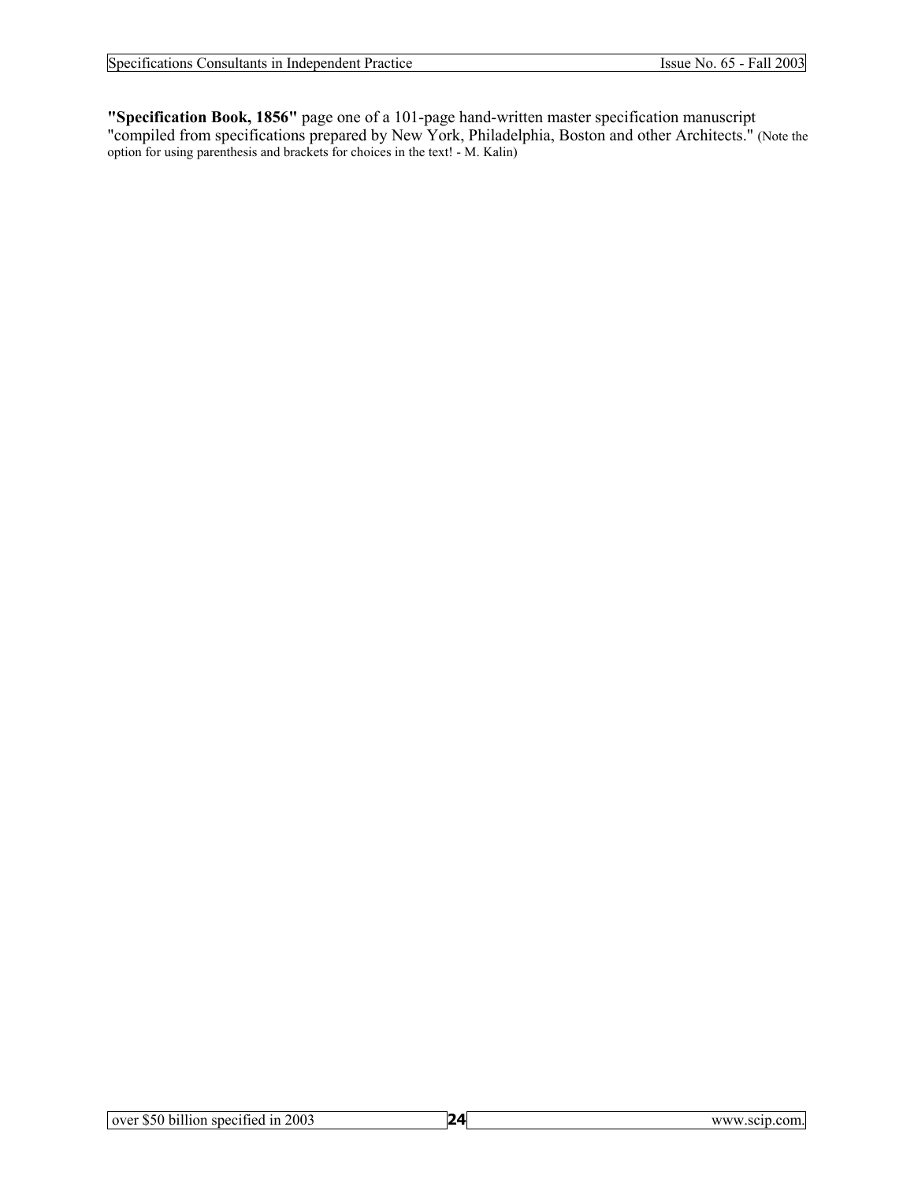**"Specification Book, 1856"** page one of a 101-page hand-written master specification manuscript "compiled from specifications prepared by New York, Philadelphia, Boston and other Architects." (Note the option for using parenthesis and brackets for choices in the text! - M. Kalin)